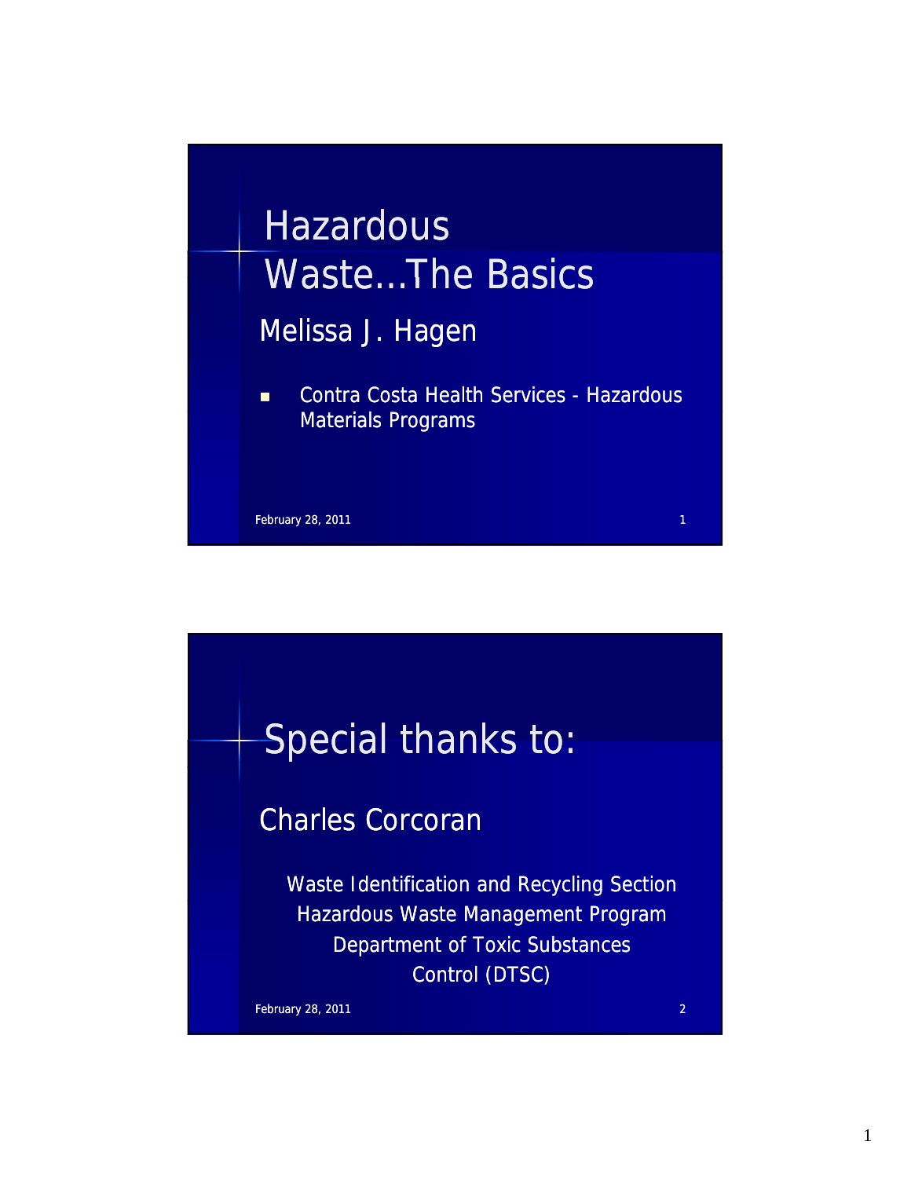# Hazardous Waste…The Basics

## Melissa J. Hagen

- Contra Costa Health Services - Hazardous Materials Programs

February 28, 2011

# Special thanks to:

## Charles Corcoran

Waste Identification and Recycling Section
Hazardous Waste Management Program
Department of Toxic Substances Control (DTSC)

February 28, 2011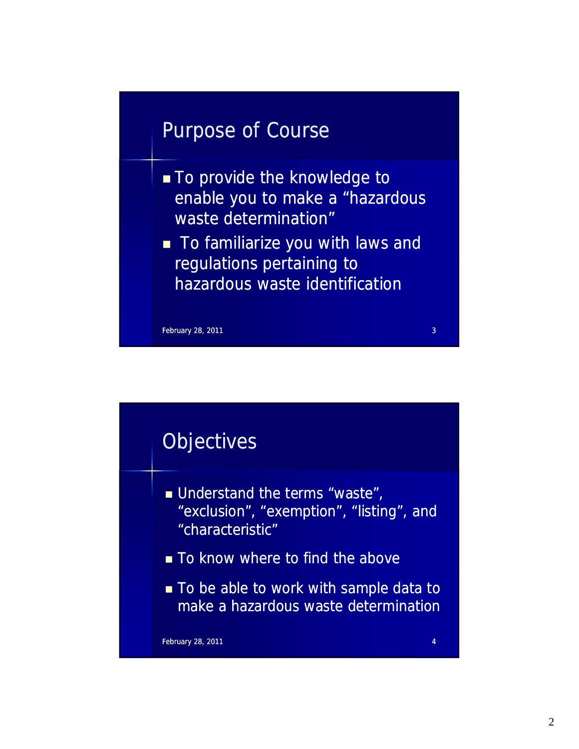## Purpose of Course

- To provide the knowledge to enable you to make a "hazardous waste determination"
- To familiarize you with laws and regulations pertaining to hazardous waste identification

## Objectives

- Understand the terms "waste", "exclusion", "exemption", "listing", and "characteristic"
- To know where to find the above
- To be able to work with sample data to make a hazardous waste determination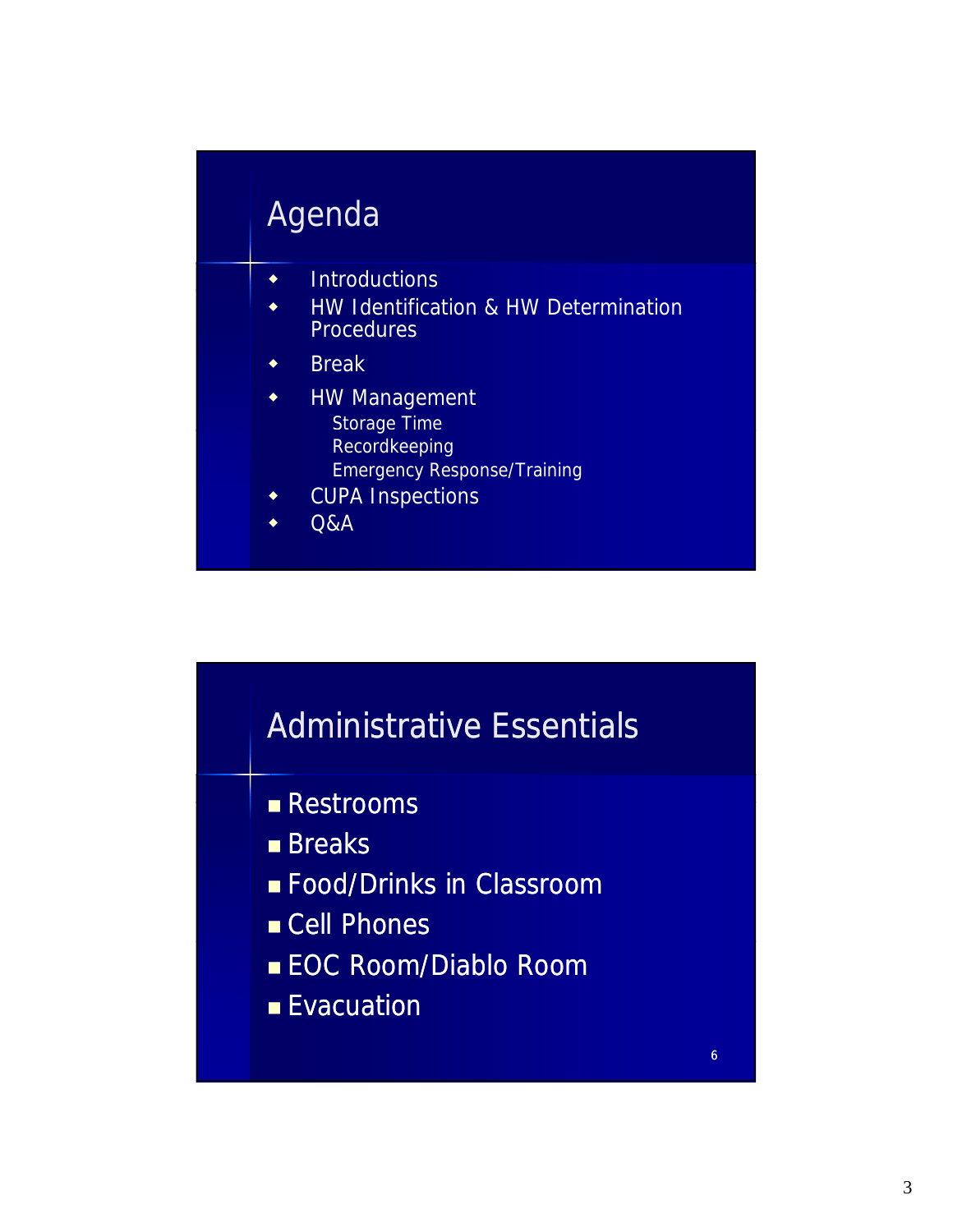## Agenda

- Introductions
- HW Identification & HW Determination Procedures
- Break
- HW Management
  - Storage Time
  - Recordkeeping
  - Emergency Response/Training
- CUPA Inspections
- Q&A

## Administrative Essentials

- Restrooms
- Breaks
- Food/Drinks in Classroom
- Cell Phones
- EOC Room/Diablo Room
- Evacuation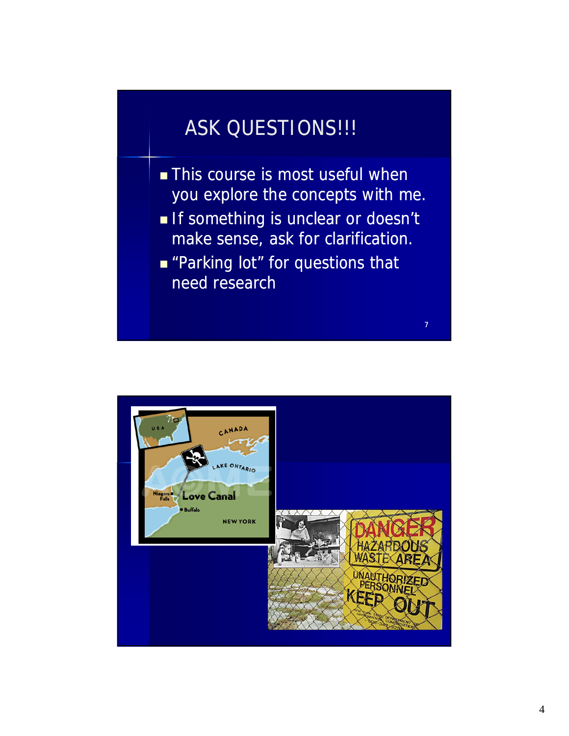## ASK QUESTIONS!!!

- This course is most useful when you explore the concepts with me.
- If something is unclear or doesn't make sense, ask for clarification.
- "Parking lot" for questions that need research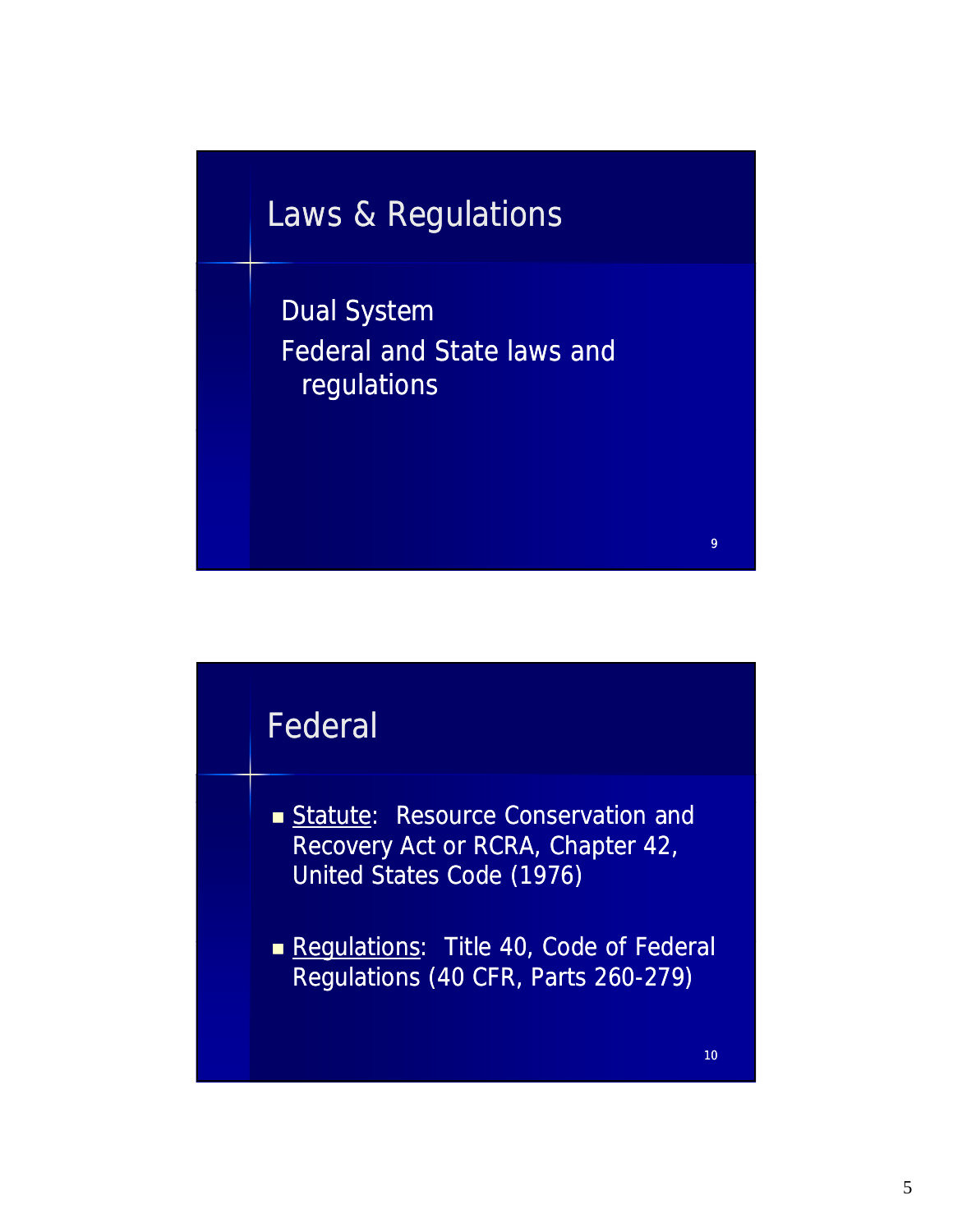## Laws & Regulations

Dual System

Federal and State laws and regulations

## Federal

- Statute: Resource Conservation and Recovery Act or RCRA, Chapter 42, United States Code (1976)

- Regulations: Title 40, Code of Federal Regulations (40 CFR, Parts 260-279)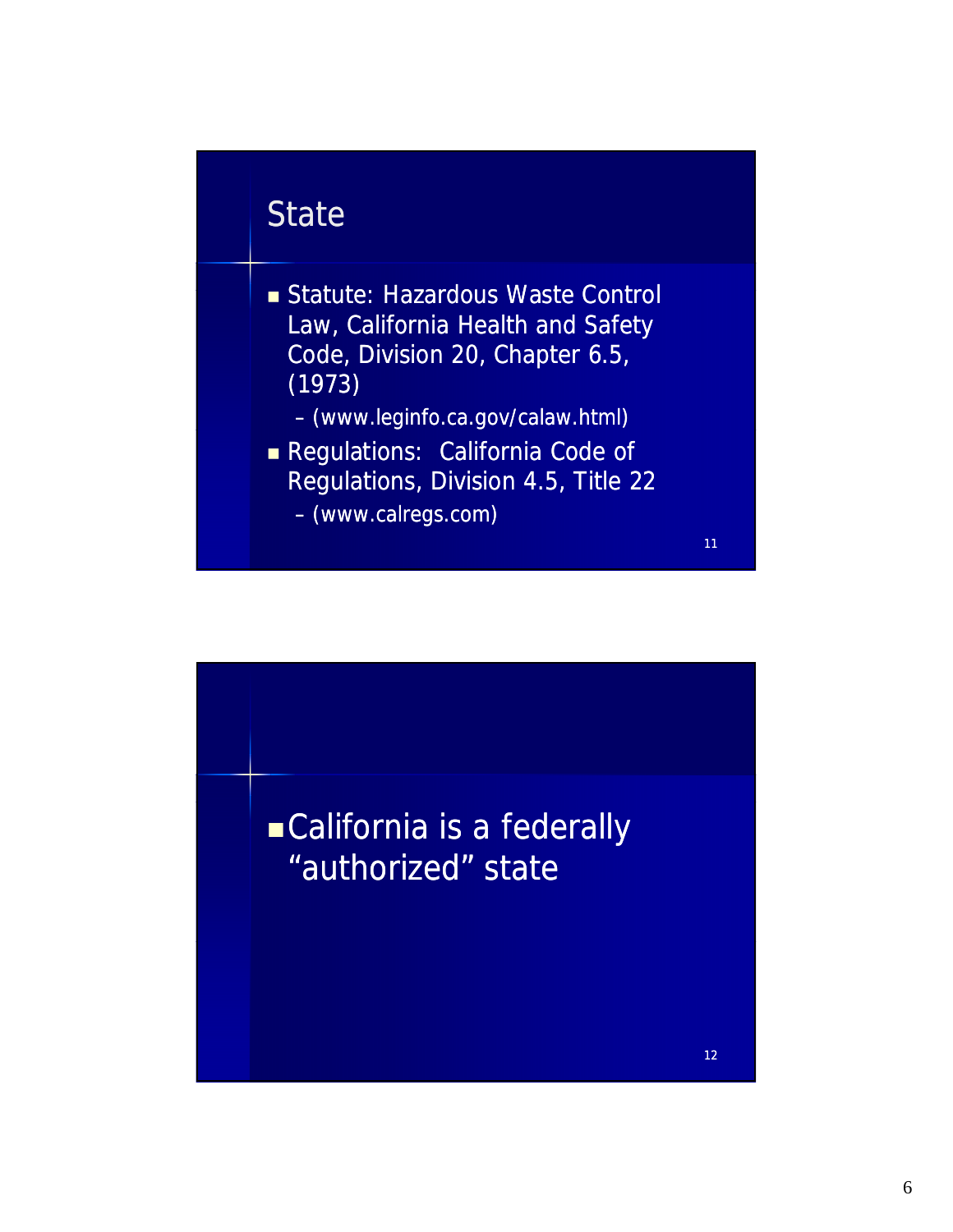## State

- Statute: Hazardous Waste Control Law, California Health and Safety Code, Division 20, Chapter 6.5, (1973)
  - (www.leginfo.ca.gov/calaw.html)
- Regulations: California Code of Regulations, Division 4.5, Title 22
  - (www.calregs.com)

---

- California is a federally "authorized" state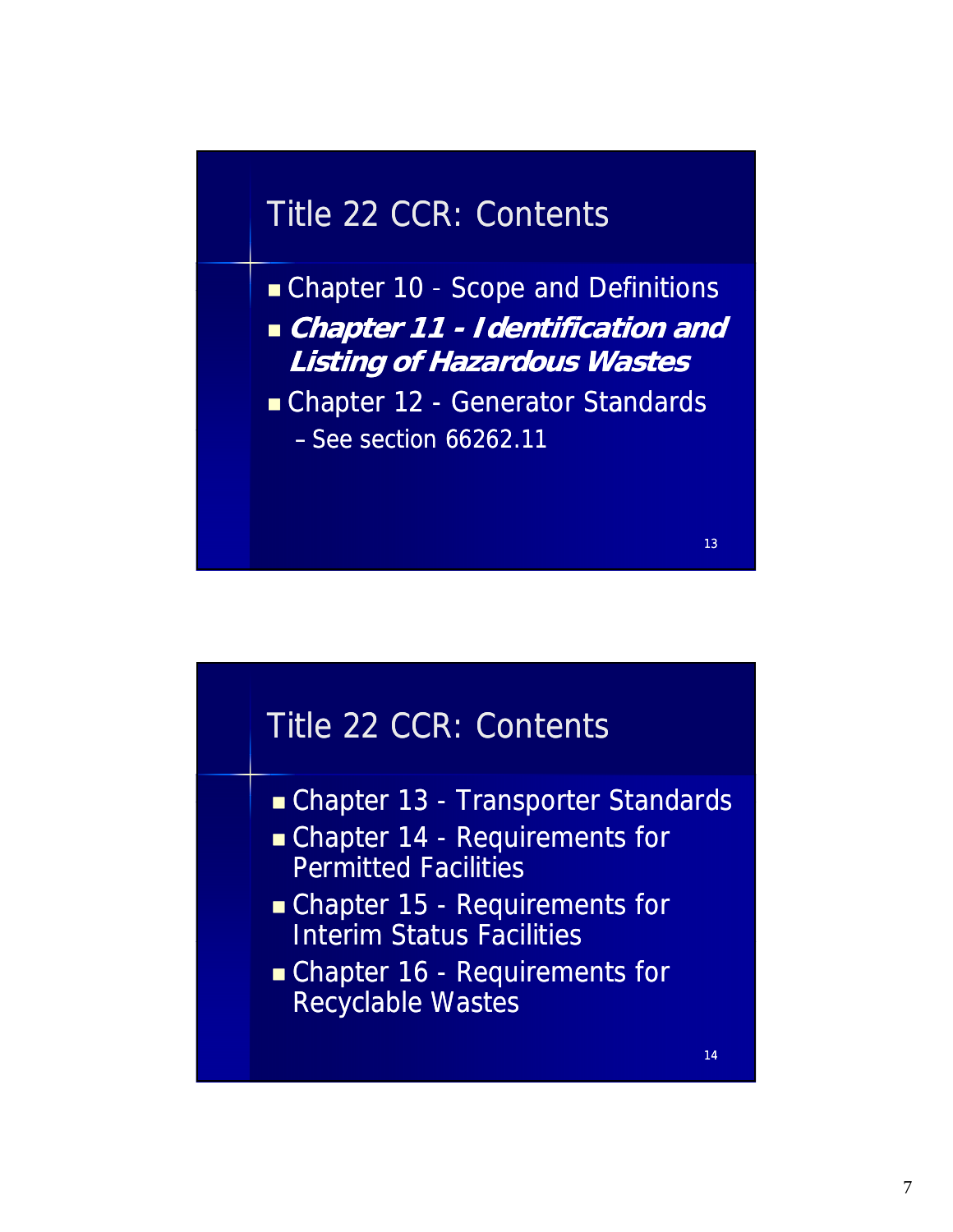## Title 22 CCR: Contents

- Chapter 10 - Scope and Definitions
- ***Chapter 11 - Identification and Listing of Hazardous Wastes***
- Chapter 12 - Generator Standards
  - See section 66262.11

## Title 22 CCR: Contents

- Chapter 13 - Transporter Standards
- Chapter 14 - Requirements for Permitted Facilities
- Chapter 15 - Requirements for Interim Status Facilities
- Chapter 16 - Requirements for Recyclable Wastes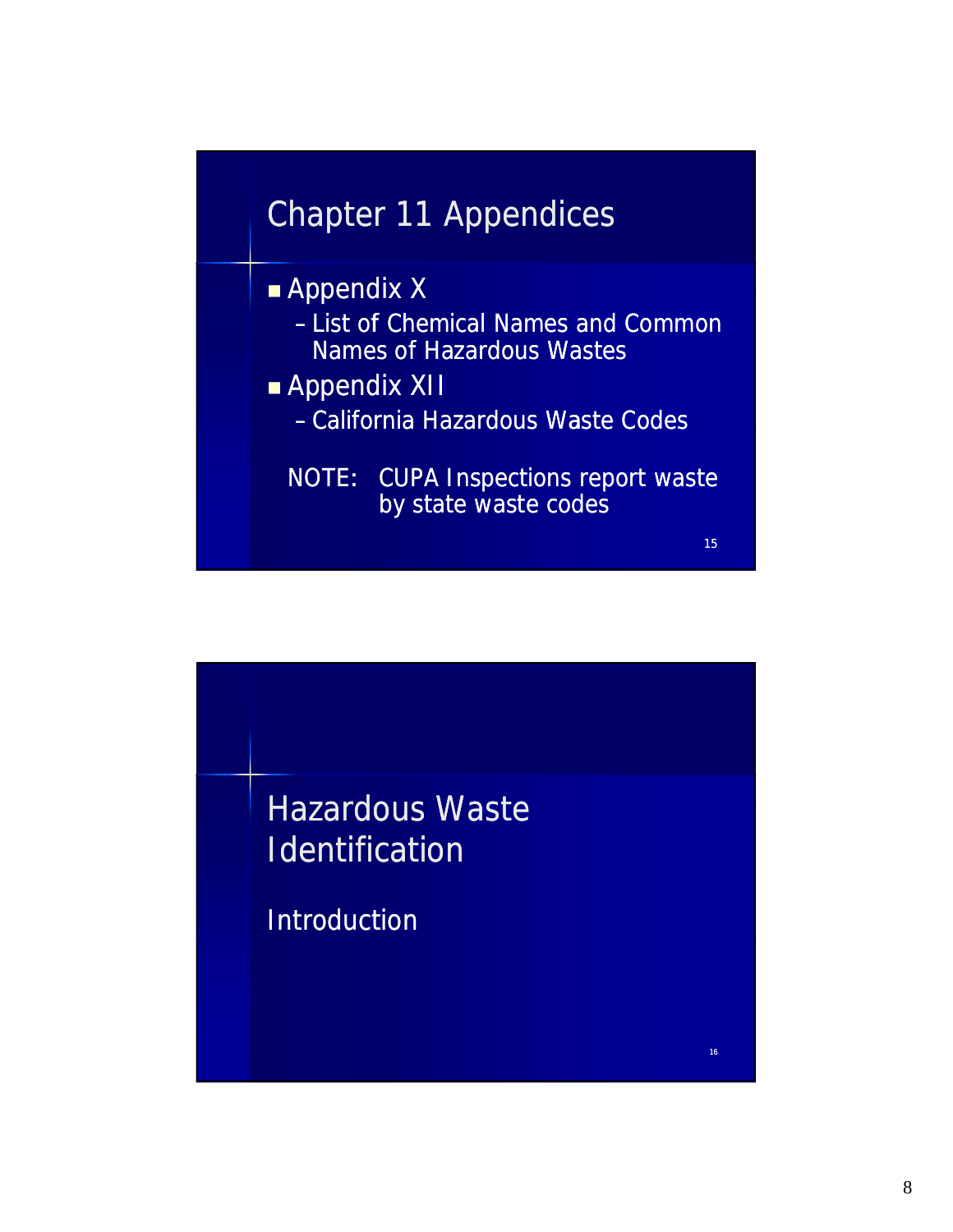## Chapter 11 Appendices

- Appendix X
  - List of Chemical Names and Common Names of Hazardous Wastes
- Appendix XII
  - California Hazardous Waste Codes

NOTE: CUPA Inspections report waste by state waste codes

## Hazardous Waste Identification

Introduction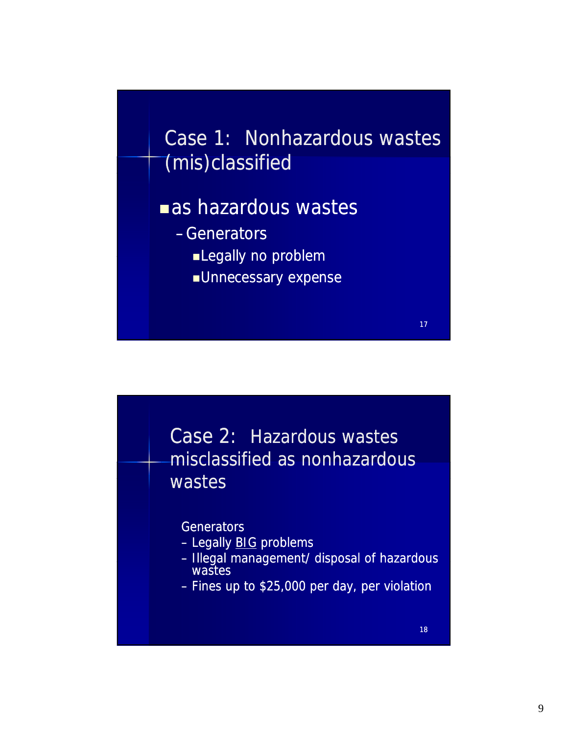## Case 1: Nonhazardous wastes (mis)classified

- as hazardous wastes
  - Generators
    - Legally no problem
    - Unnecessary expense

## Case 2: Hazardous wastes misclassified as nonhazardous wastes

Generators

- Legally <u>BIG</u> problems
- Illegal management/ disposal of hazardous wastes
- Fines up to $25,000 per day, per violation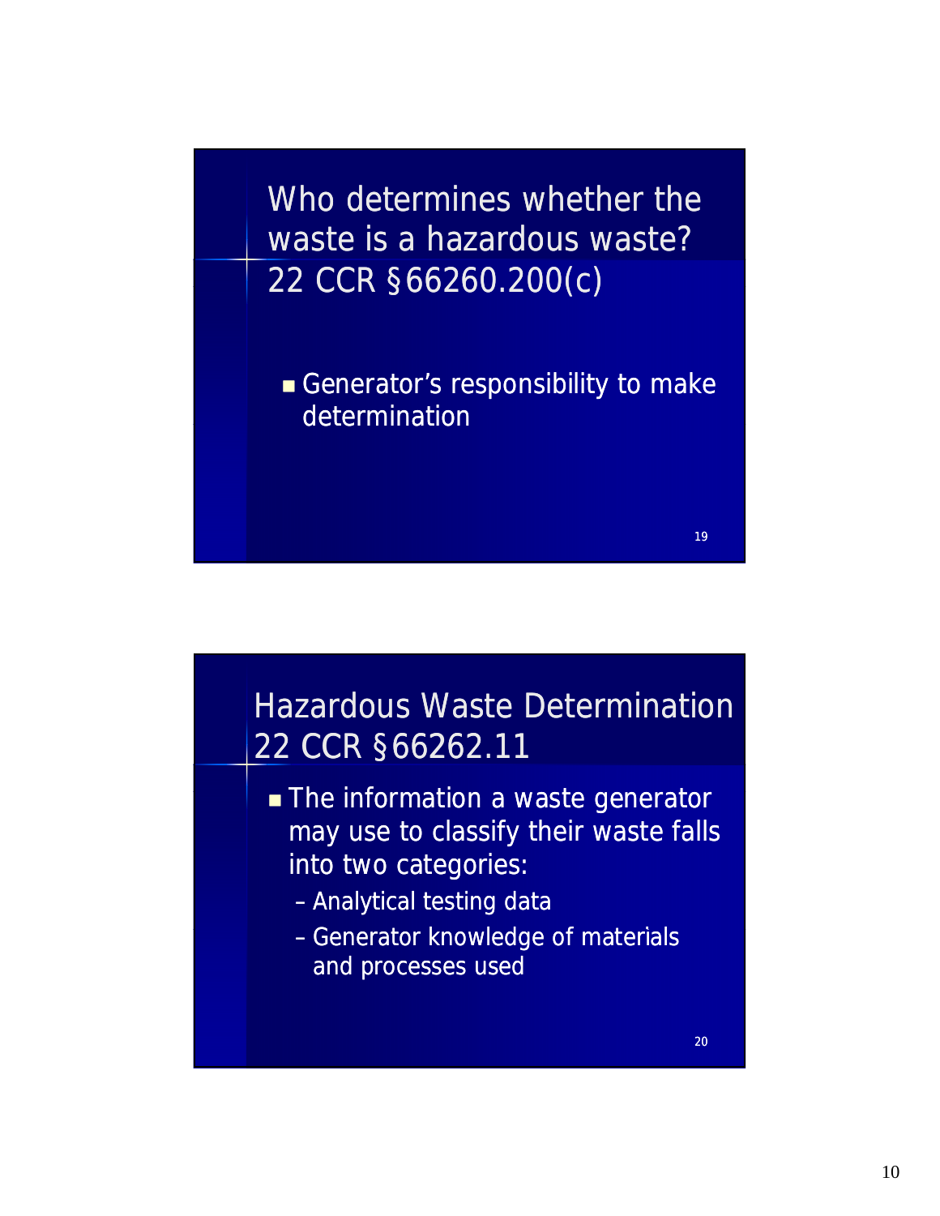## Who determines whether the waste is a hazardous waste? 22 CCR §66260.200(c)

- Generator's responsibility to make determination

## Hazardous Waste Determination 22 CCR §66262.11

- The information a waste generator may use to classify their waste falls into two categories:
  - Analytical testing data
  - Generator knowledge of materials and processes used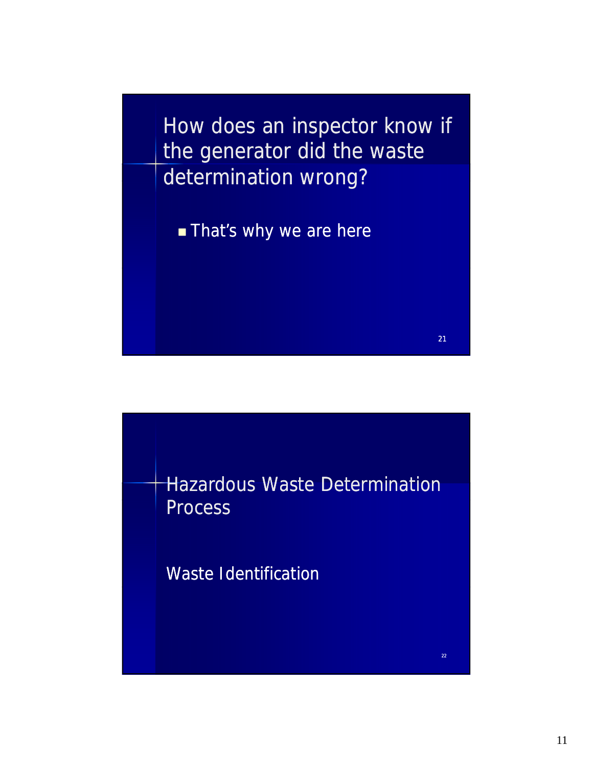## How does an inspector know if the generator did the waste determination wrong?

- That's why we are here

## Hazardous Waste Determination Process

Waste Identification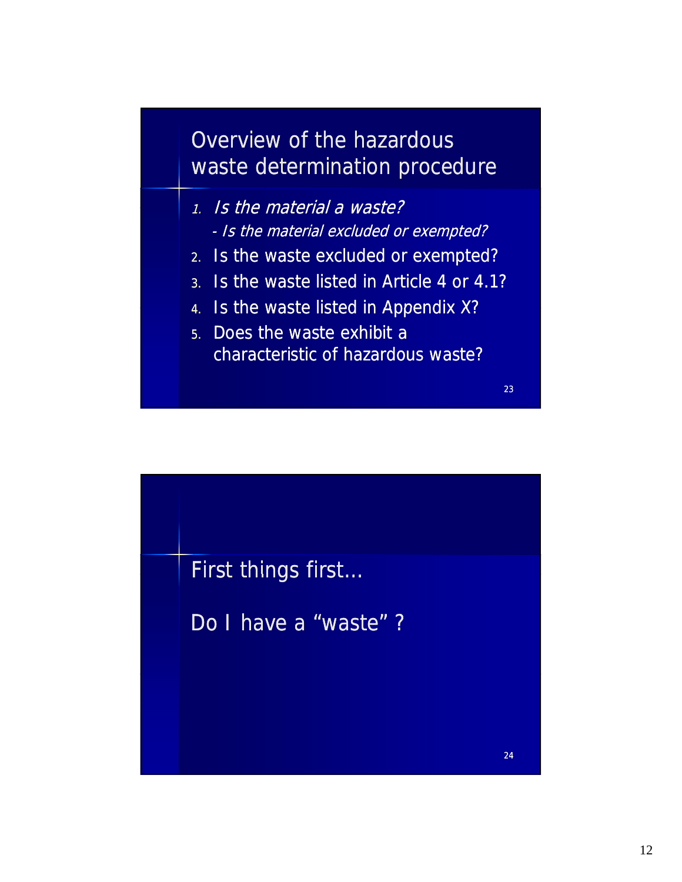## Overview of the hazardous waste determination procedure

1. *Is the material a waste?*
   *- Is the material excluded or exempted?*
2. Is the waste excluded or exempted?
3. Is the waste listed in Article 4 or 4.1?
4. Is the waste listed in Appendix X?
5. Does the waste exhibit a characteristic of hazardous waste?

---

First things first…

Do I have a “waste” ?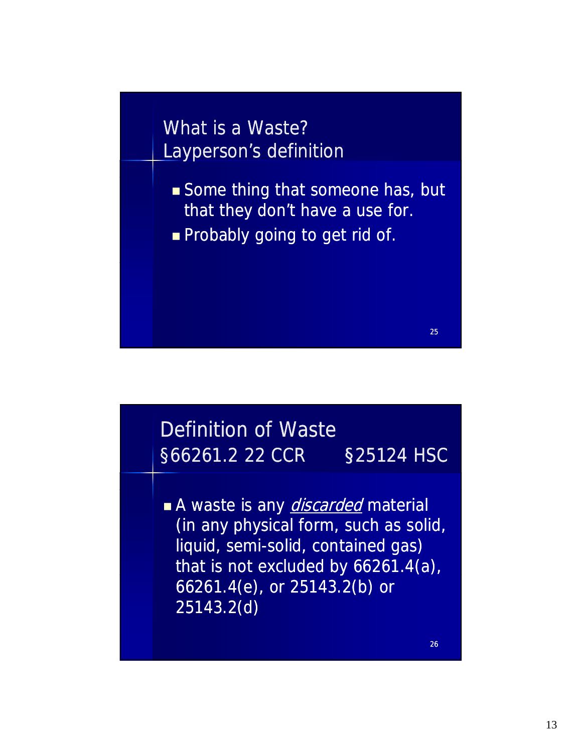## What is a Waste? Layperson's definition

- Some thing that someone has, but that they don't have a use for.
- Probably going to get rid of.

## Definition of Waste §66261.2 22 CCR §25124 HSC

- A waste is any *discarded* material (in any physical form, such as solid, liquid, semi-solid, contained gas) that is not excluded by 66261.4(a), 66261.4(e), or 25143.2(b) or 25143.2(d)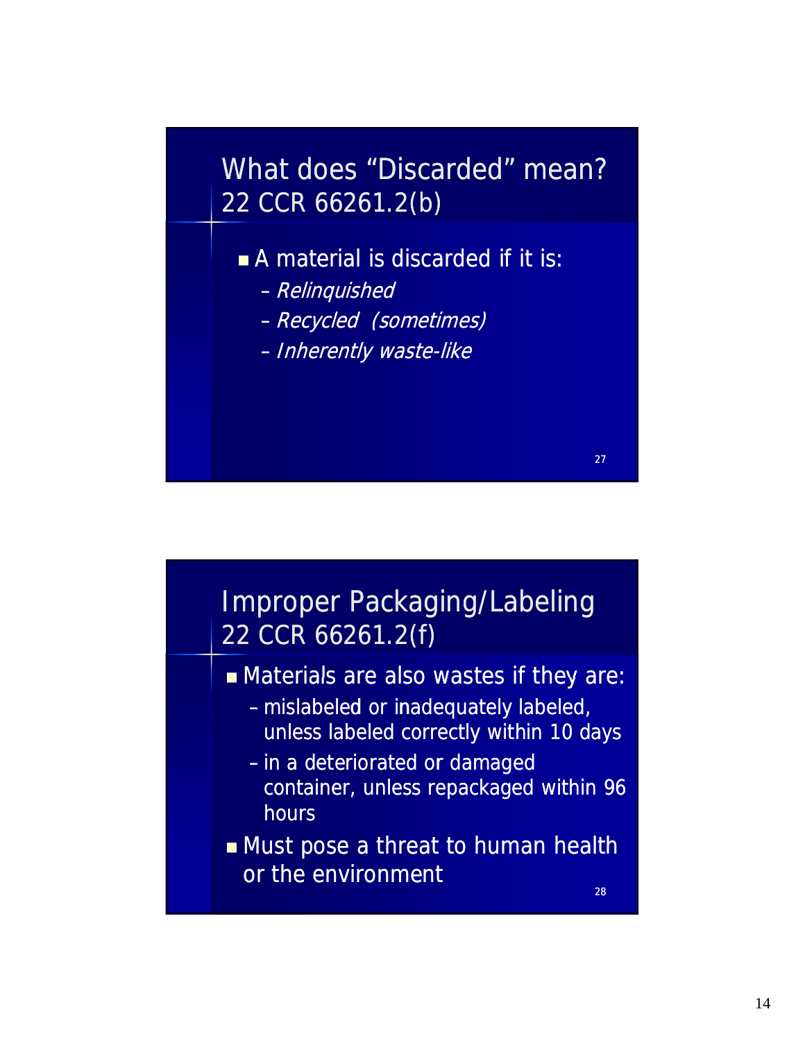## What does "Discarded" mean?
## 22 CCR 66261.2(b)

- A material is discarded if it is:
  - *Relinquished*
  - *Recycled (sometimes)*
  - *Inherently waste-like*

## Improper Packaging/Labeling
## 22 CCR 66261.2(f)

- Materials are also wastes if they are:
  - mislabeled or inadequately labeled, unless labeled correctly within 10 days
  - in a deteriorated or damaged container, unless repackaged within 96 hours
- Must pose a threat to human health or the environment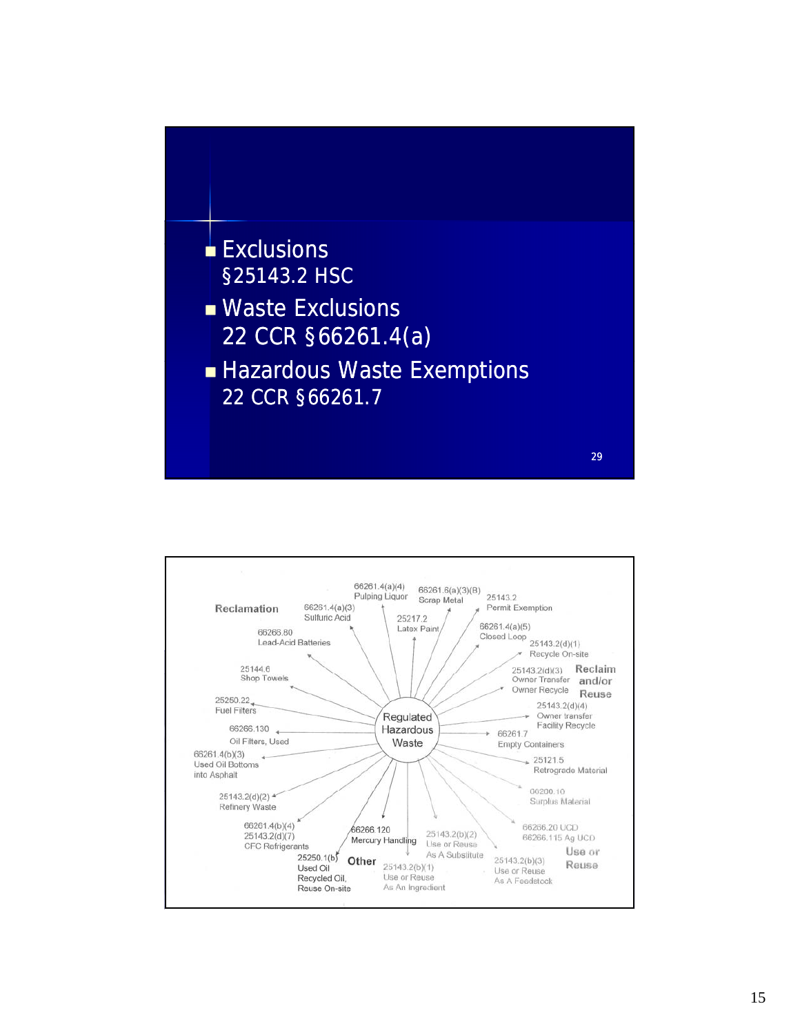- Exclusions
  §25143.2 HSC
- Waste Exclusions
  22 CCR §66261.4(a)
- Hazardous Waste Exemptions
  22 CCR §66261.7

Regulated Hazardous Waste

**Reclamation**

- 66261.4(a)(4) Pulping Liquor
- 66261.6(a)(3)(B) Scrap Metal
- 66261.4(a)(3) Sulfuric Acid
- 25217.2 Latex Paint
- 66266.80 Lead-Acid Batteries
- 25144.6 Shop Towels
- 25250.22 Fuel Filters
- 66266.130 Oil Filters, Used
- 66261.4(b)(3) Used Oil Bottoms into Asphalt
- 25143.2(d)(2) Refinery Waste
- 66261.4(b)(4) 25143.2(d)(7) CFC Refrigerants

**Reclaim and/or Reuse**

- 25143.2 Permit Exemption
- 66261.4(a)(5) Closed Loop
- 25143.2(d)(1) Recycle On-site
- 25143.2(d)(3) Owner Transfer Owner Recycle
- 25143.2(d)(4) Owner transfer Facility Recycle
- 66261.7 Empty Containers
- 25121.5 Retrograde Material
- 00200.10 Surplus Material

**Other**

- 25250.1(b) Used Oil Recycled Oil, Reuse On-site
- 66266.120 Mercury Handling

**Use or Reuse**

- 25143.2(b)(2) Use or Reuse As A Substitute
- 25143.2(b)(1) Use or Reuse As An Ingredient
- 25143.2(b)(3) Use or Reuse As A Feedstock
- 66266.20 UCD
- 66266.115 Ag UCD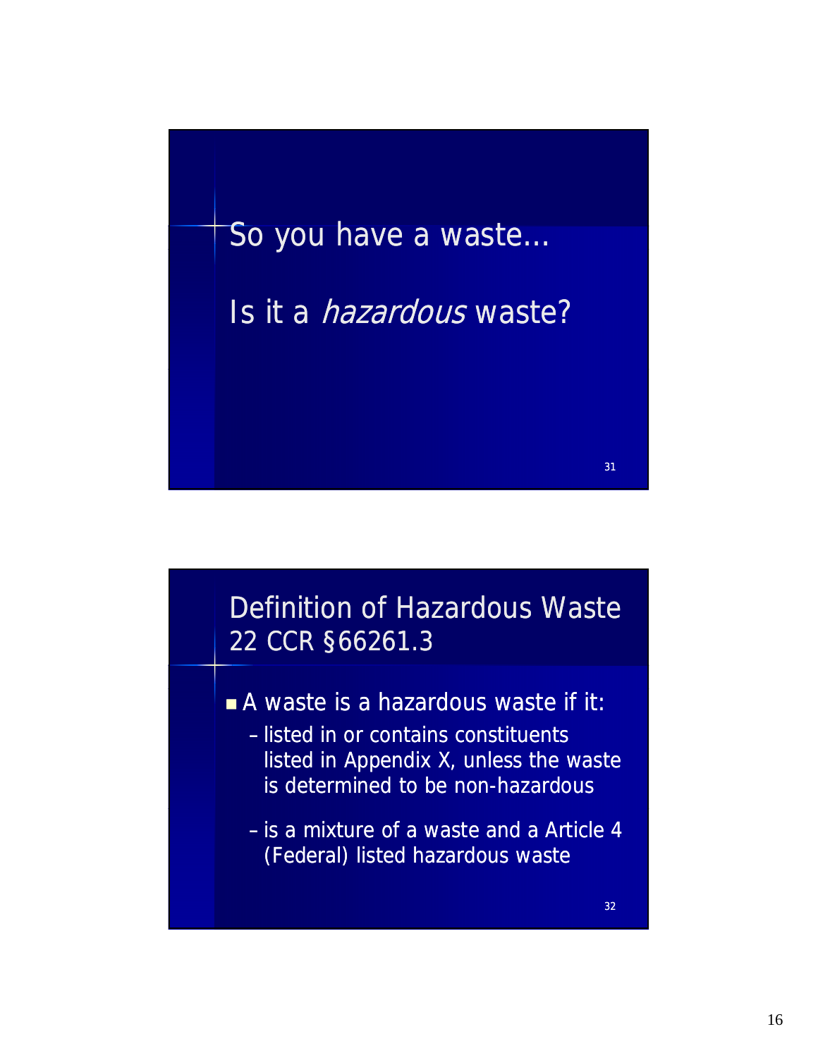## So you have a waste…

## Is it a *hazardous* waste?

## Definition of Hazardous Waste 22 CCR §66261.3

- A waste is a hazardous waste if it:
  - listed in or contains constituents listed in Appendix X, unless the waste is determined to be non-hazardous
  - is a mixture of a waste and a Article 4 (Federal) listed hazardous waste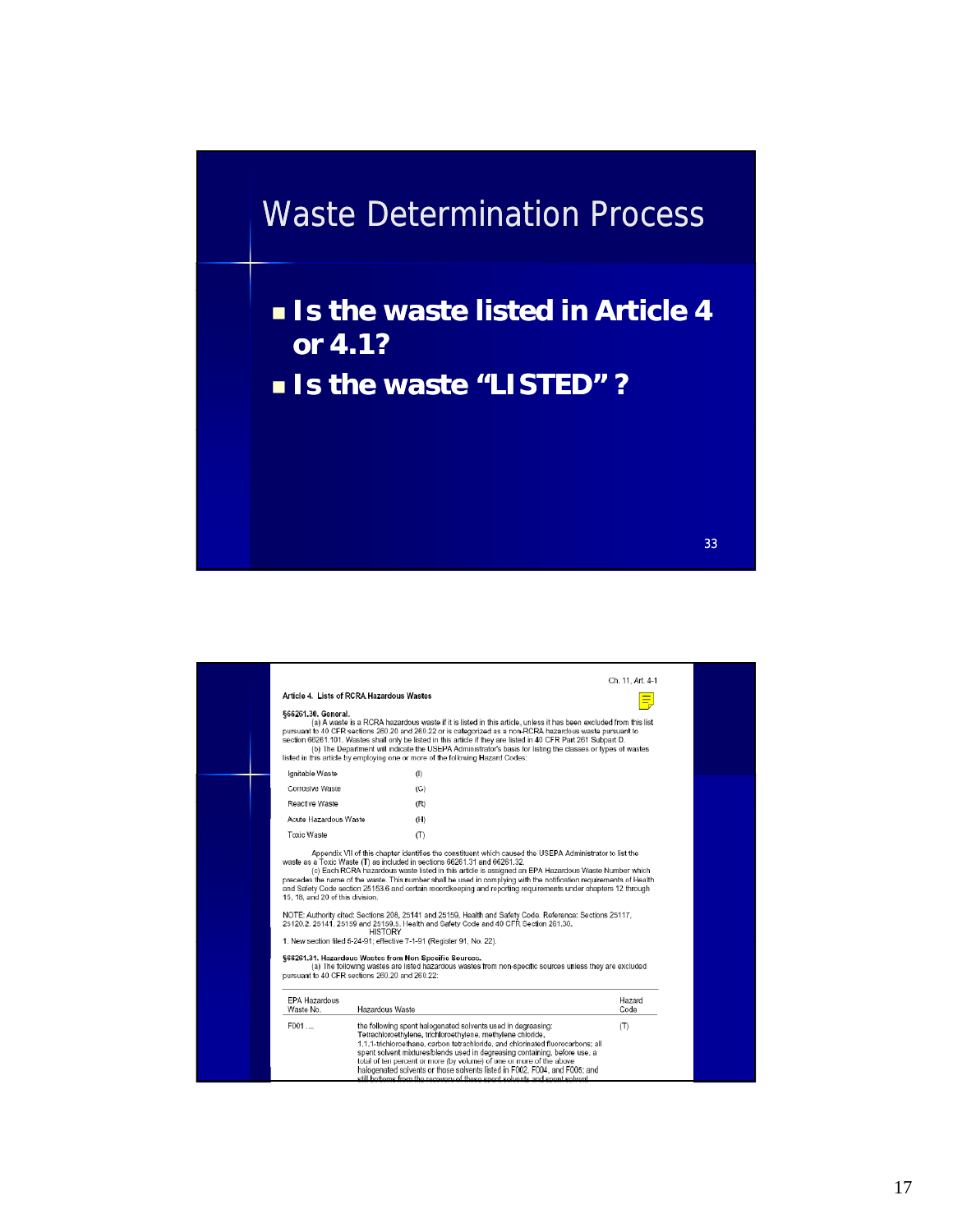## Waste Determination Process

- **Is the waste listed in Article 4 or 4.1?**
- **Is the waste "LISTED"?**

---

Ch. 11, Art. 4-1

**Article 4. Lists of RCRA Hazardous Wastes**

**§66261.30. General.**

(a) A waste is a RCRA hazardous waste if it is listed in this article, unless it has been excluded from this list pursuant to 40 CFR sections 260.20 and 260.22 or is categorized as a non-RCRA hazardous waste pursuant to section 66261.101. Wastes shall only be listed in this article if they are listed in 40 CFR Part 261 Subpart D.

(b) The Department will indicate the USEPA Administrator's basis for listing the classes or types of wastes listed in this article by employing one or more of the following Hazard Codes:

| | |
|---|---|
| Ignitable Waste | (I) |
| Corrosive Waste | (C) |
| Reactive Waste | (R) |
| Acute Hazardous Waste | (H) |
| Toxic Waste | (T) |

Appendix VII of this chapter identifies the constituent which caused the USEPA Administrator to list the waste as a Toxic Waste (T) as included in sections 66261.31 and 66261.32.

(c) Each RCRA hazardous waste listed in this article is assigned an EPA Hazardous Waste Number which precedes the name of the waste. This number shall be used in complying with the notification requirements of Health and Safety Code section 25153.6 and certain recordkeeping and reporting requirements under chapters 12 through 15, 18, and 20 of this division.

NOTE: Authority cited: Sections 208, 25141 and 25159, Health and Safety Code. Reference: Sections 25117, 25120.2, 25141, 25159 and 25159.5, Health and Safety Code and 40 CFR Section 261.30.

HISTORY

1. New section filed 5-24-91; effective 7-1-91 (Register 91, No. 22).

**§66261.31. Hazardous Wastes from Non Specific Sources.**

(a) The following wastes are listed hazardous wastes from non-specific sources unless they are excluded pursuant to 40 CFR sections 260.20 and 260.22:

| EPA Hazardous Waste No. | Hazardous Waste | Hazard Code |
|---|---|---|
| F001 .... | the following spent halogenated solvents used in degreasing: Tetrachloroethylene, trichloroethylene, methylene chloride, 1,1,1-trichloroethane, carbon tetrachloride, and chlorinated fluorocarbons; all spent solvent mixtures/blends used in degreasing containing, before use, a total of ten percent or more (by volume) of one or more of the above halogenated solvents or those solvents listed in F002, F004, and F005; and still bottoms from the recovery of these spent solvents and spent solvent | (T) |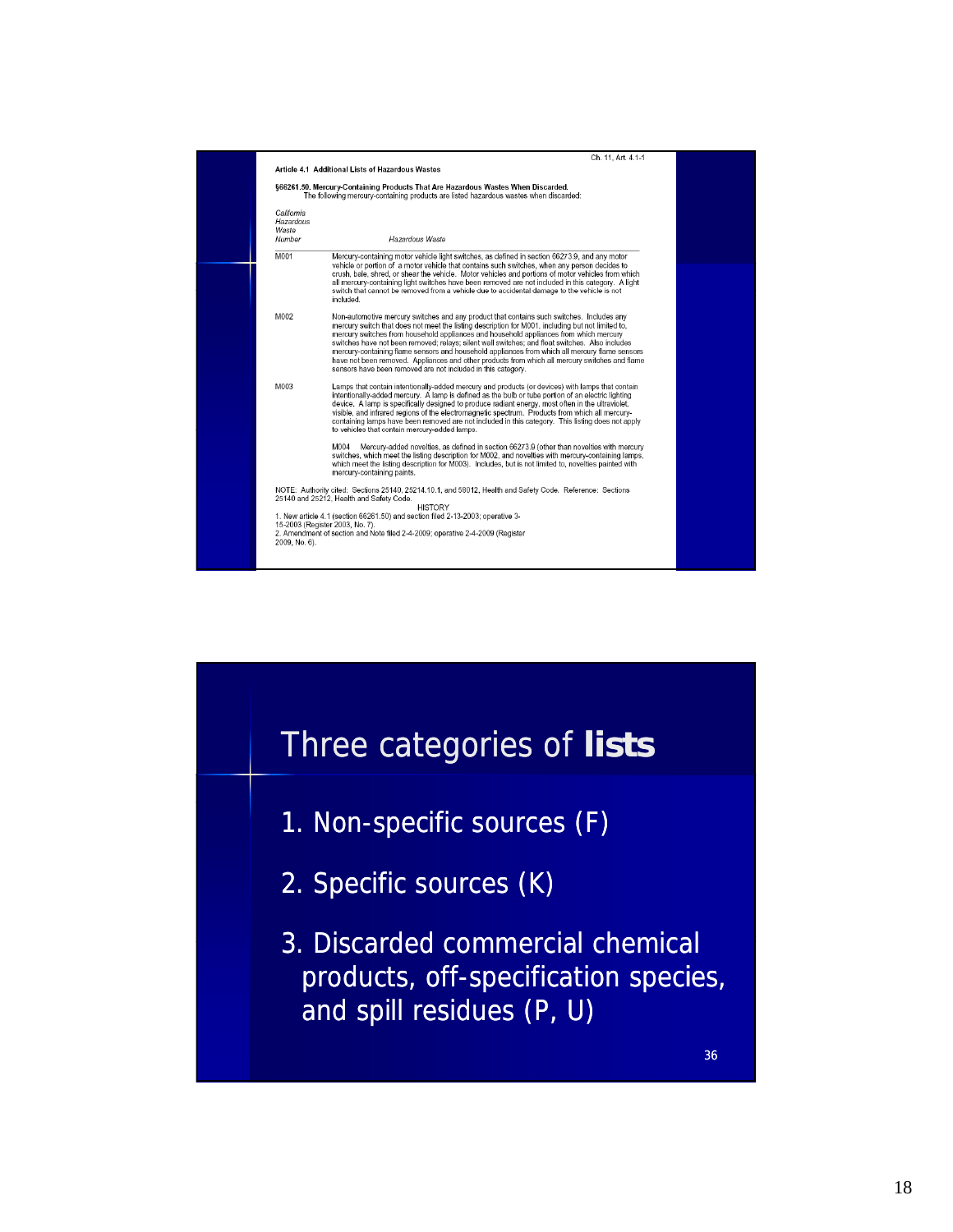Ch. 11, Art. 4.1-1

**Article 4.1 Additional Lists of Hazardous Wastes**

**§66261.50. Mercury-Containing Products That Are Hazardous Wastes When Discarded.**

The following mercury-containing products are listed hazardous wastes when discarded:

| *California Hazardous Waste Number* | *Hazardous Waste* |
|---|---|
| M001 | Mercury-containing motor vehicle light switches, as defined in section 66273.9, and any motor vehicle or portion of a motor vehicle that contains such switches, when any person decides to crush, bale, shred, or shear the vehicle. Motor vehicles and portions of motor vehicles from which all mercury-containing light switches have been removed are not included in this category. A light switch that cannot be removed from a vehicle due to accidental damage to the vehicle is not included. |
| M002 | Non-automotive mercury switches and any product that contains such switches. Includes any mercury switch that does not meet the listing description for M001, including but not limited to, mercury switches from household appliances and household appliances from which mercury switches have not been removed; relays; silent wall switches; and float switches. Also includes mercury-containing flame sensors and household appliances from which all mercury flame sensors have not been removed. Appliances and other products from which all mercury switches and flame sensors have been removed are not included in this category. |
| M003 | Lamps that contain intentionally-added mercury and products (or devices) with lamps that contain intentionally-added mercury. A lamp is defined as the bulb or tube portion of an electric lighting device. A lamp is specifically designed to produce radiant energy, most often in the ultraviolet, visible, and infrared regions of the electromagnetic spectrum. Products from which all mercury-containing lamps have been removed are not included in this category. This listing does not apply to vehicles that contain mercury-added lamps. |
| | M004 Mercury-added novelties, as defined in section 66273.9 (other than novelties with mercury switches, which meet the listing description for M002, and novelties with mercury-containing lamps, which meet the listing description for M003). Includes, but is not limited to, novelties painted with mercury-containing paints. |

NOTE: Authority cited: Sections 25140, 25214.10.1, and 58012, Health and Safety Code. Reference: Sections 25140 and 25212, Health and Safety Code.

HISTORY

1. New article 4.1 (section 66261.50) and section filed 2-13-2003; operative 3-15-2003 (Register 2003, No. 7).
2. Amendment of section and Note filed 2-4-2009; operative 2-4-2009 (Register 2009, No. 6).

## Three categories of **lists**

1. Non-specific sources (F)
2. Specific sources (K)
3. Discarded commercial chemical products, off-specification species, and spill residues (P, U)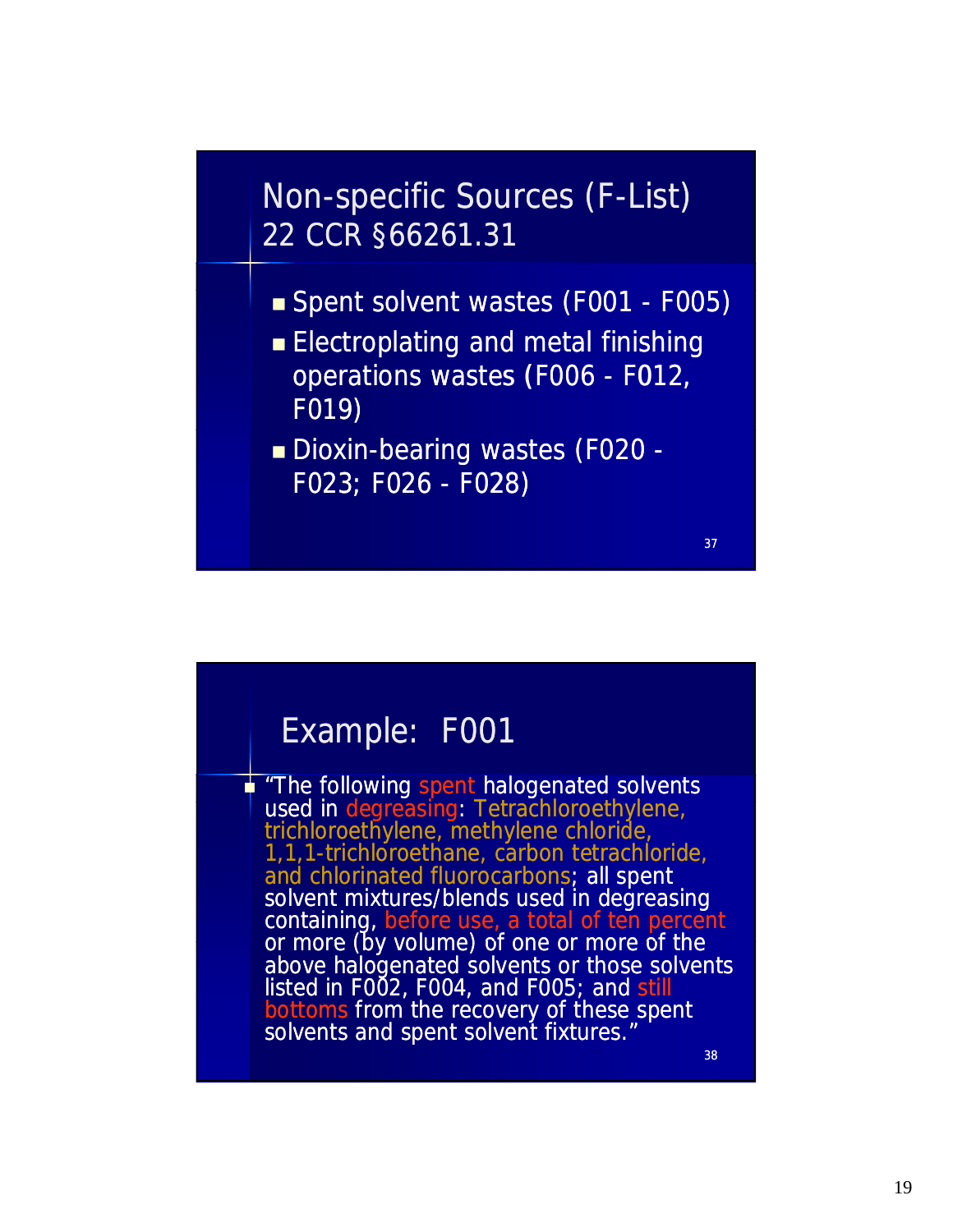## Non-specific Sources (F-List)
## 22 CCR §66261.31

- Spent solvent wastes (F001 - F005)
- Electroplating and metal finishing operations wastes (F006 - F012, F019)
- Dioxin-bearing wastes (F020 - F023; F026 - F028)

37

## Example: F001

- "The following spent halogenated solvents used in degreasing: Tetrachloroethylene, trichloroethylene, methylene chloride, 1,1,1-trichloroethane, carbon tetrachloride, and chlorinated fluorocarbons; all spent solvent mixtures/blends used in degreasing containing, before use, a total of ten percent or more (by volume) of one or more of the above halogenated solvents or those solvents listed in F002, F004, and F005; and still bottoms from the recovery of these spent solvents and spent solvent fixtures."

38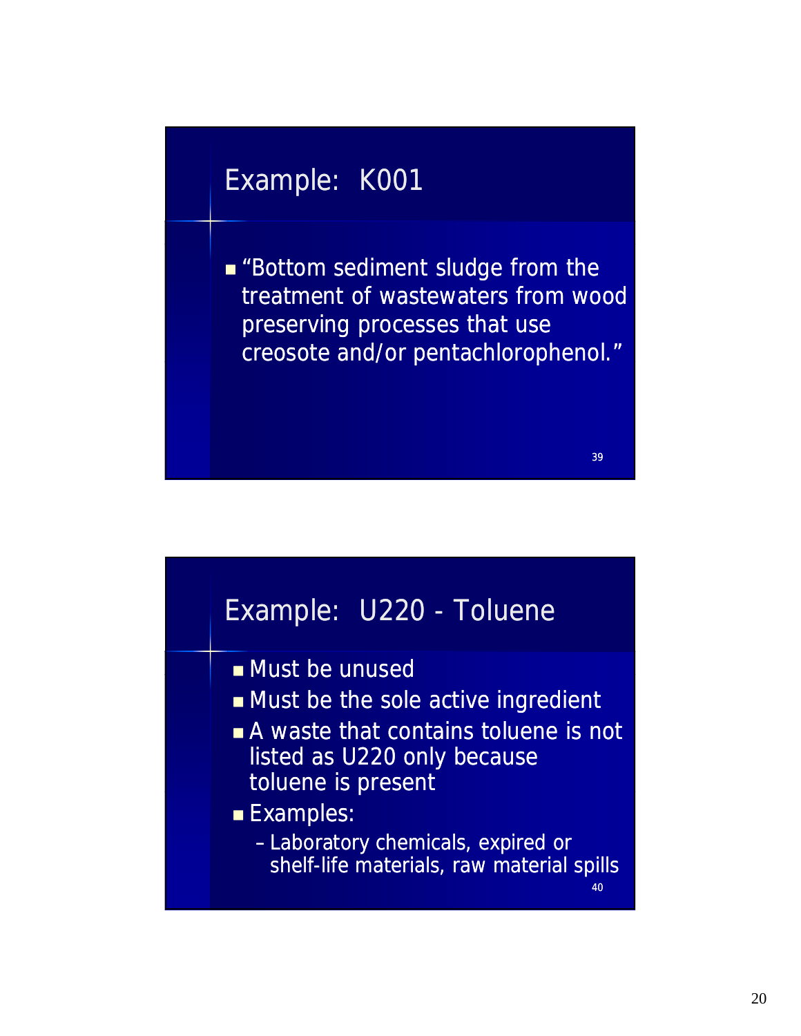## Example: K001

- "Bottom sediment sludge from the treatment of wastewaters from wood preserving processes that use creosote and/or pentachlorophenol."

## Example: U220 - Toluene

- Must be unused
- Must be the sole active ingredient
- A waste that contains toluene is not listed as U220 only because toluene is present
- Examples:
  - Laboratory chemicals, expired or shelf-life materials, raw material spills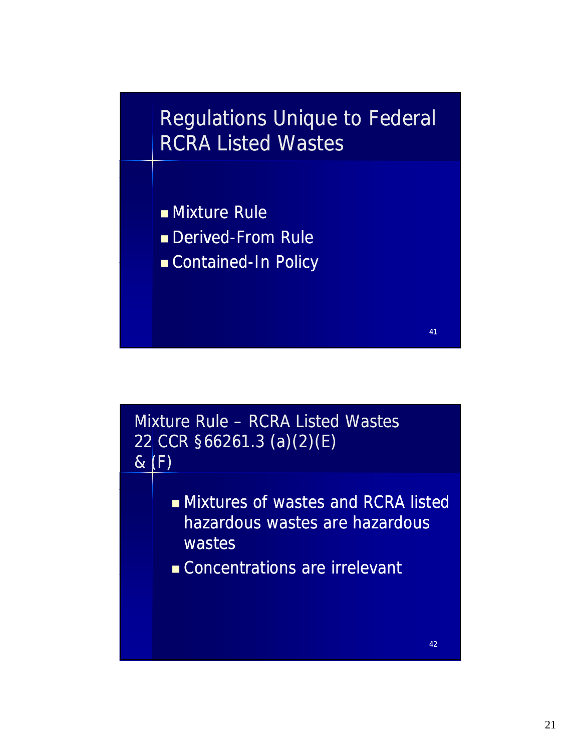## Regulations Unique to Federal RCRA Listed Wastes

- Mixture Rule
- Derived-From Rule
- Contained-In Policy

## Mixture Rule – RCRA Listed Wastes 22 CCR §66261.3 (a)(2)(E) & (F)

- Mixtures of wastes and RCRA listed hazardous wastes are hazardous wastes
- Concentrations are irrelevant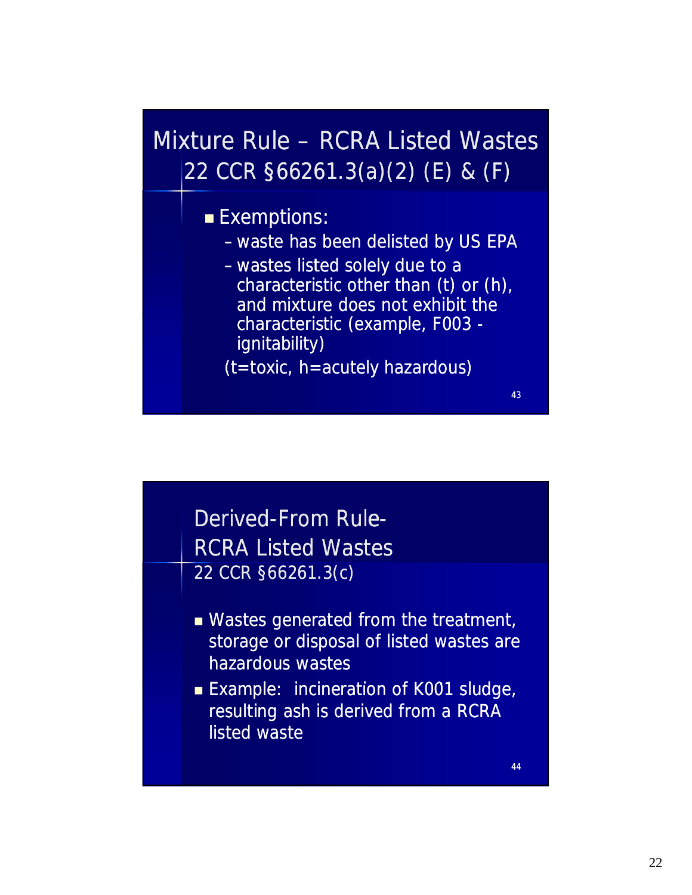## Mixture Rule – RCRA Listed Wastes 22 CCR §66261.3(a)(2) (E) & (F)

- Exemptions:
  - waste has been delisted by US EPA
  - wastes listed solely due to a characteristic other than (t) or (h), and mixture does not exhibit the characteristic (example, F003 - ignitability)

  (t=toxic, h=acutely hazardous)

## Derived-From Rule- RCRA Listed Wastes 22 CCR §66261.3(c)

- Wastes generated from the treatment, storage or disposal of listed wastes are hazardous wastes
- Example: incineration of K001 sludge, resulting ash is derived from a RCRA listed waste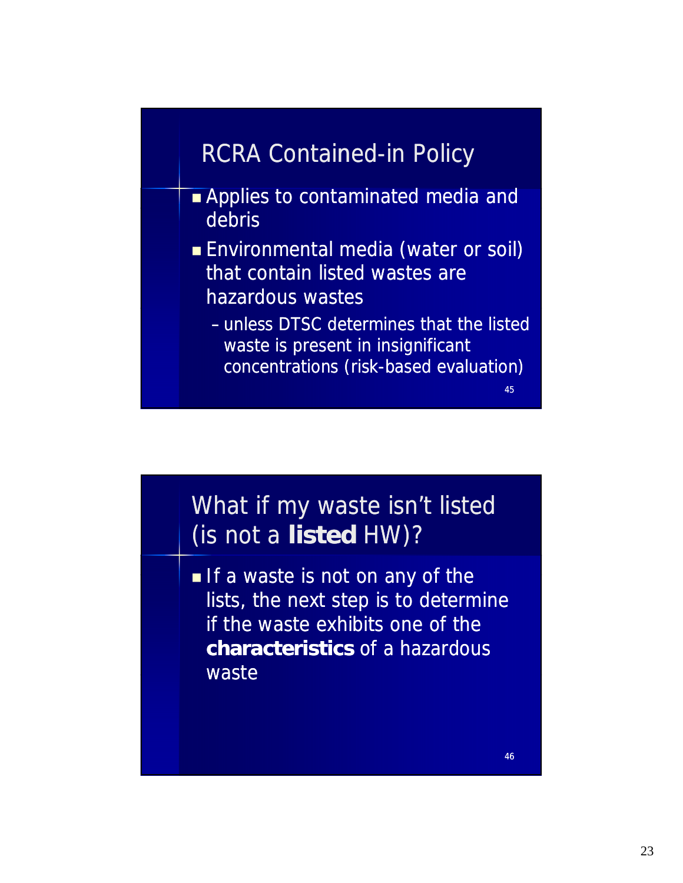## RCRA Contained-in Policy

- Applies to contaminated media and debris
- Environmental media (water or soil) that contain listed wastes are hazardous wastes
  - unless DTSC determines that the listed waste is present in insignificant concentrations (risk-based evaluation)

## What if my waste isn't listed (is not a **listed** HW)?

- If a waste is not on any of the lists, the next step is to determine if the waste exhibits one of the **characteristics** of a hazardous waste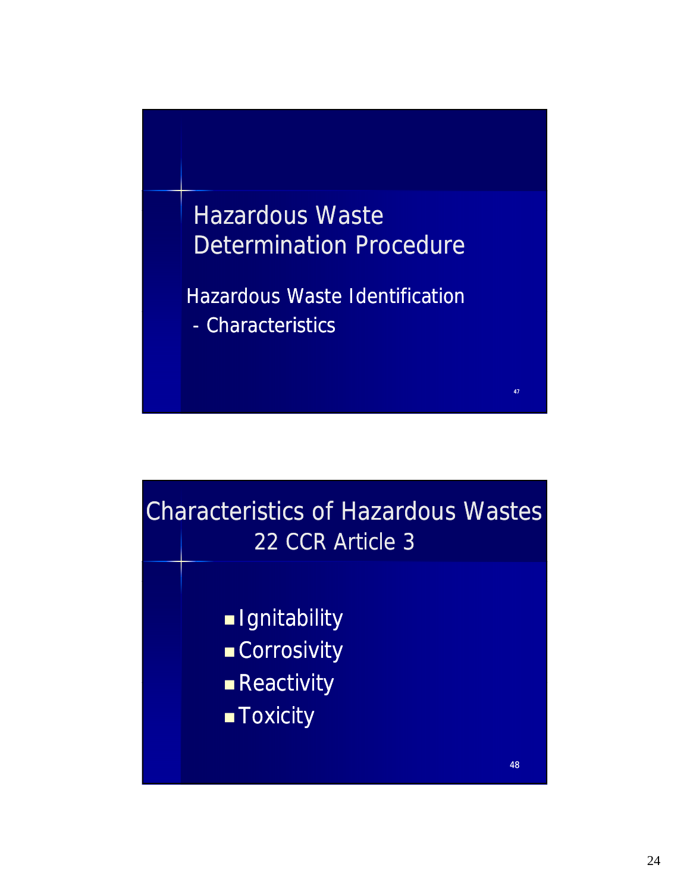## Hazardous Waste Determination Procedure

Hazardous Waste Identification

- Characteristics

## Characteristics of Hazardous Wastes 22 CCR Article 3

- Ignitability
- Corrosivity
- Reactivity
- Toxicity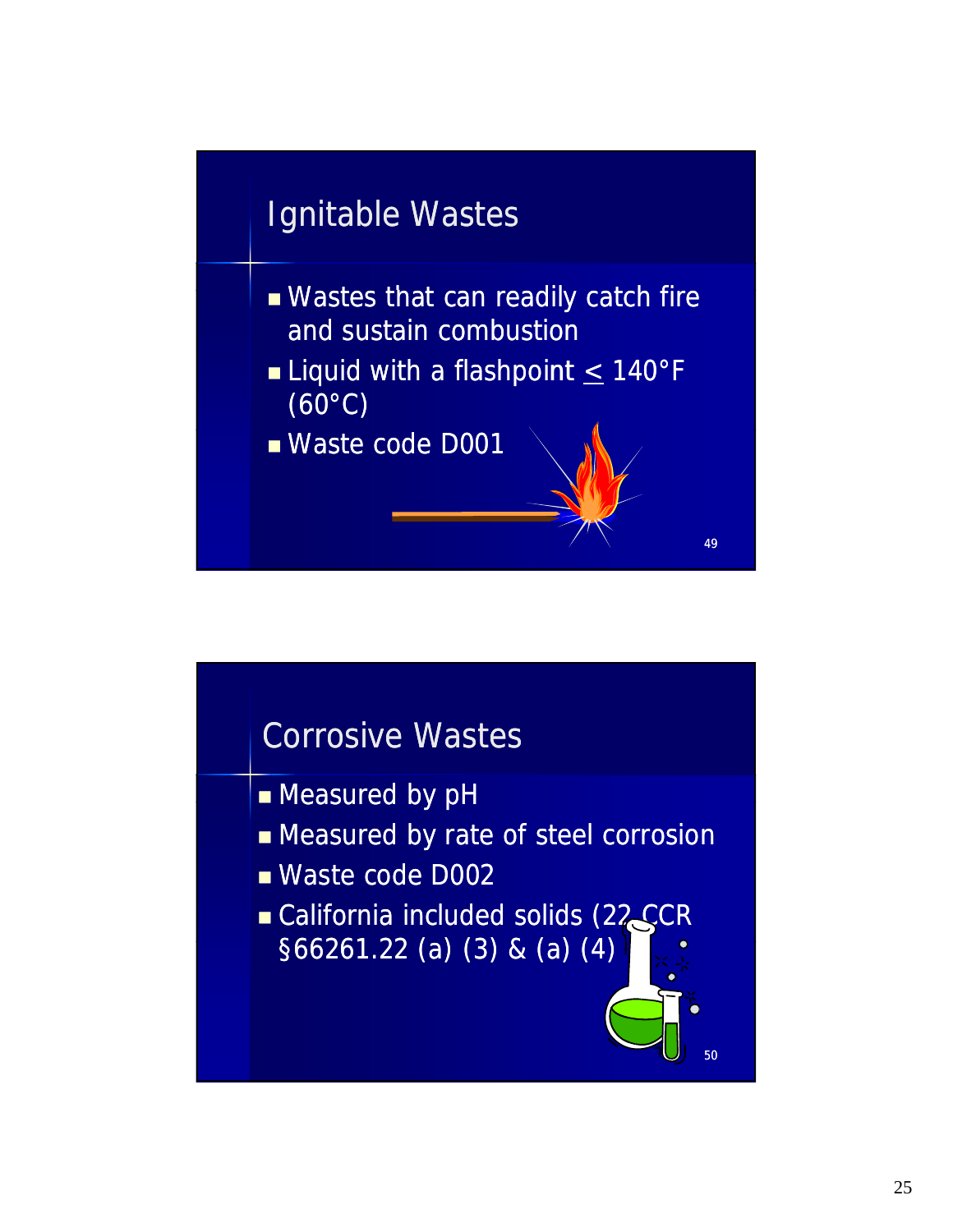## Ignitable Wastes

- Wastes that can readily catch fire and sustain combustion
- Liquid with a flashpoint $\leq$ 140°F (60°C)
- Waste code D001

## Corrosive Wastes

- Measured by pH
- Measured by rate of steel corrosion
- Waste code D002
- California included solids (22 CCR §66261.22 (a) (3) & (a) (4)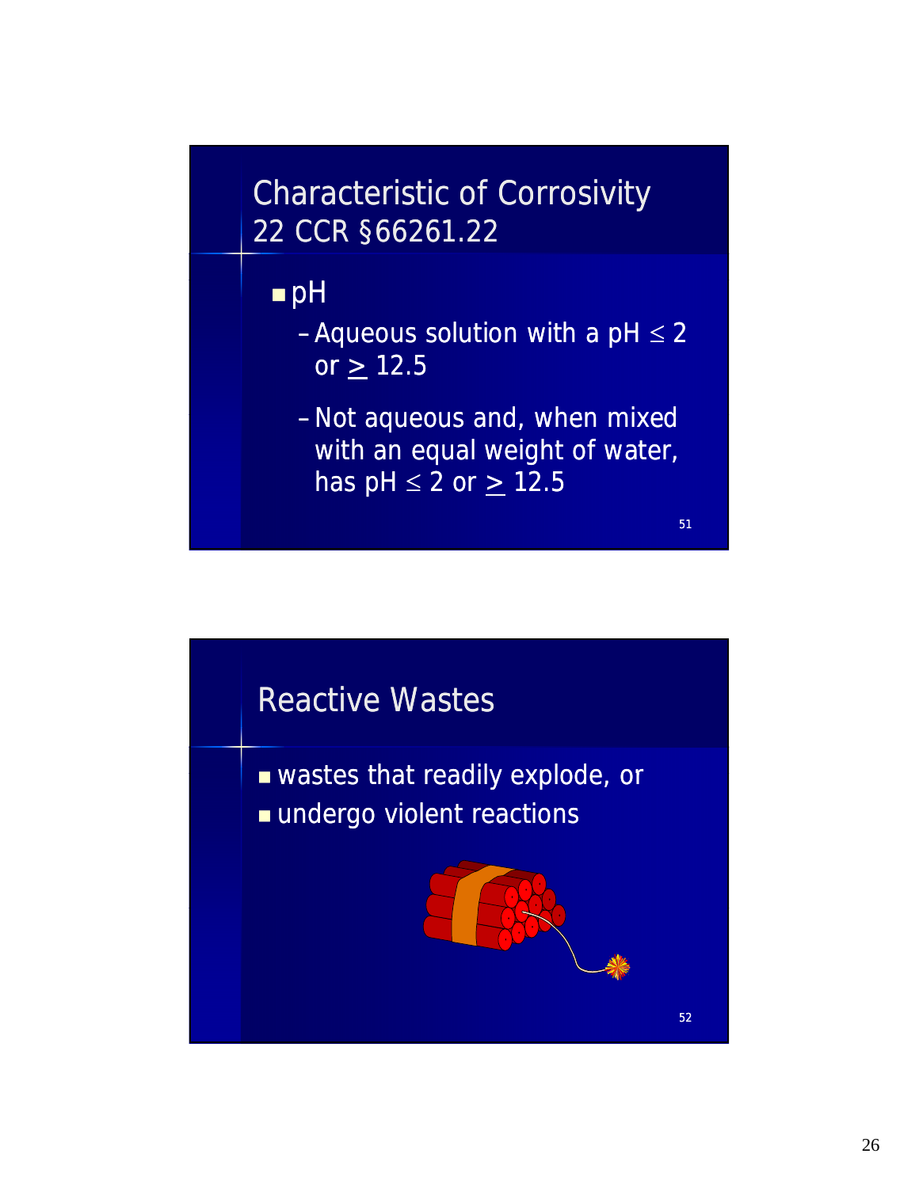## Characteristic of Corrosivity
## 22 CCR §66261.22

- pH
  - Aqueous solution with a pH $\leq 2$ or $\geq 12.5$
  - Not aqueous and, when mixed with an equal weight of water, has pH $\leq 2$ or $\geq 12.5$

## Reactive Wastes

- wastes that readily explode, or
- undergo violent reactions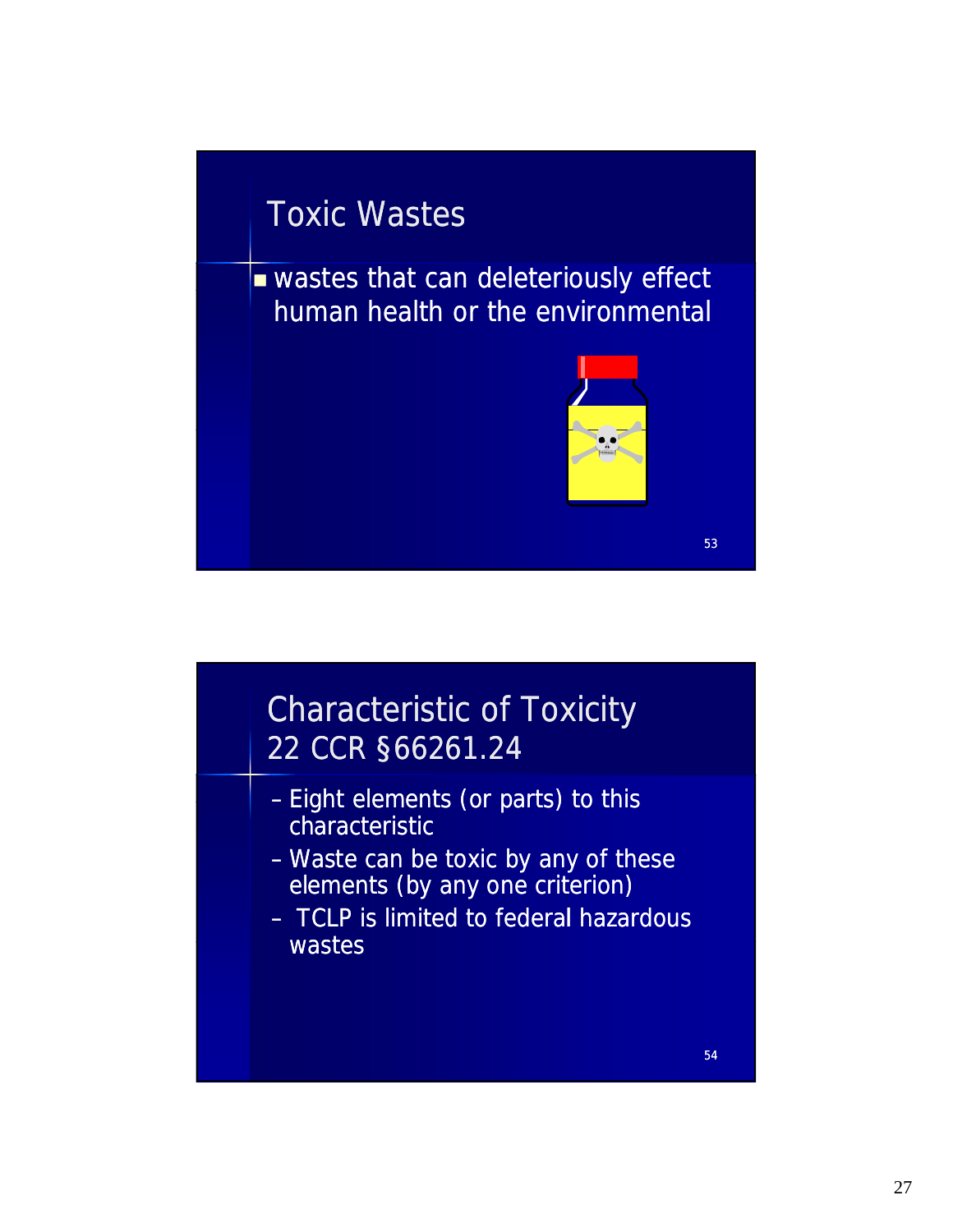## Toxic Wastes

- wastes that can deleteriously effect human health or the environmental

## Characteristic of Toxicity 22 CCR §66261.24

- Eight elements (or parts) to this characteristic
- Waste can be toxic by any of these elements (by any one criterion)
- TCLP is limited to federal hazardous wastes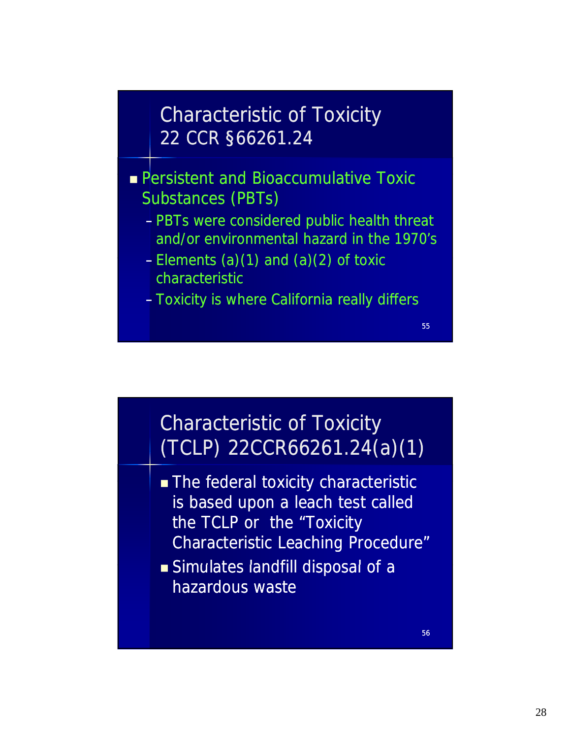## Characteristic of Toxicity 22 CCR §66261.24

- Persistent and Bioaccumulative Toxic Substances (PBTs)
  - PBTs were considered public health threat and/or environmental hazard in the 1970's
  - Elements (a)(1) and (a)(2) of toxic characteristic
  - Toxicity is where California really differs

55

## Characteristic of Toxicity (TCLP) 22CCR66261.24(a)(1)

- The federal toxicity characteristic is based upon a leach test called the TCLP or the "Toxicity Characteristic Leaching Procedure"
- Simulates landfill disposal of a hazardous waste

56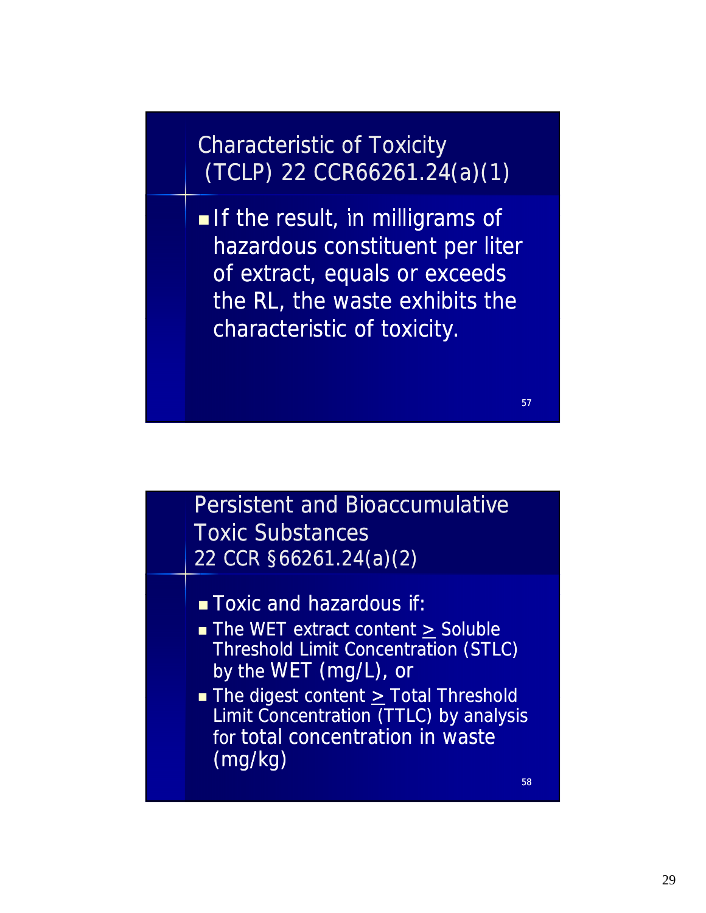## Characteristic of Toxicity (TCLP) 22 CCR66261.24(a)(1)

- If the result, in milligrams of hazardous constituent per liter of extract, equals or exceeds the RL, the waste exhibits the characteristic of toxicity.

57

## Persistent and Bioaccumulative Toxic Substances 22 CCR §66261.24(a)(2)

- Toxic and hazardous if:
- The WET extract content ≥ Soluble Threshold Limit Concentration (STLC) by the WET (mg/L), or
- The digest content ≥ Total Threshold Limit Concentration (TTLC) by analysis for total concentration in waste (mg/kg)

58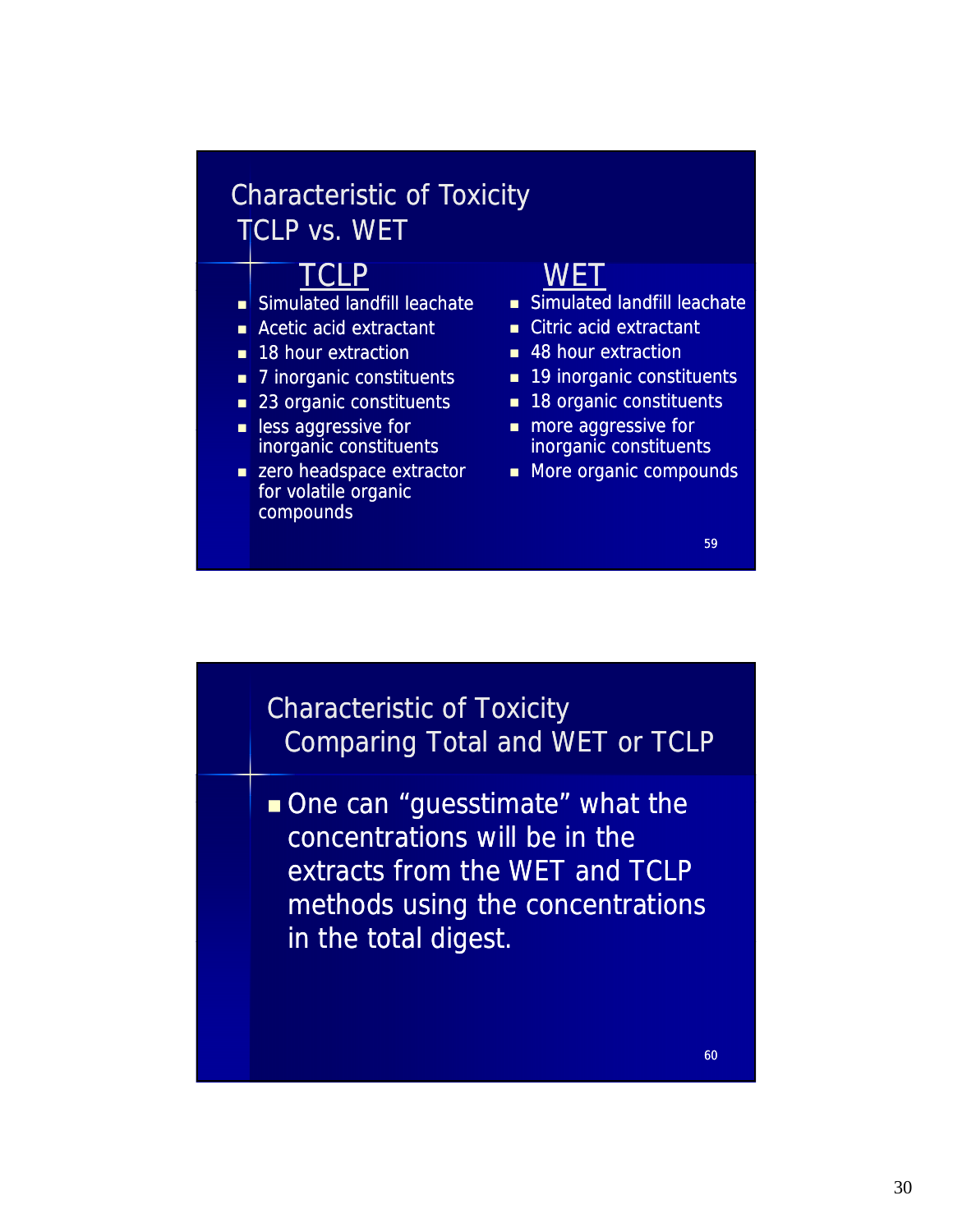## Characteristic of Toxicity TCLP vs. WET

| TCLP | WET |
| --- | --- |
| Simulated landfill leachate | Simulated landfill leachate |
| Acetic acid extractant | Citric acid extractant |
| 18 hour extraction | 48 hour extraction |
| 7 inorganic constituents | 19 inorganic constituents |
| 23 organic constituents | 18 organic constituents |
| less aggressive for inorganic constituents | more aggressive for inorganic constituents |
| zero headspace extractor for volatile organic compounds | More organic compounds |

## Characteristic of Toxicity Comparing Total and WET or TCLP

- One can “guesstimate” what the concentrations will be in the extracts from the WET and TCLP methods using the concentrations in the total digest.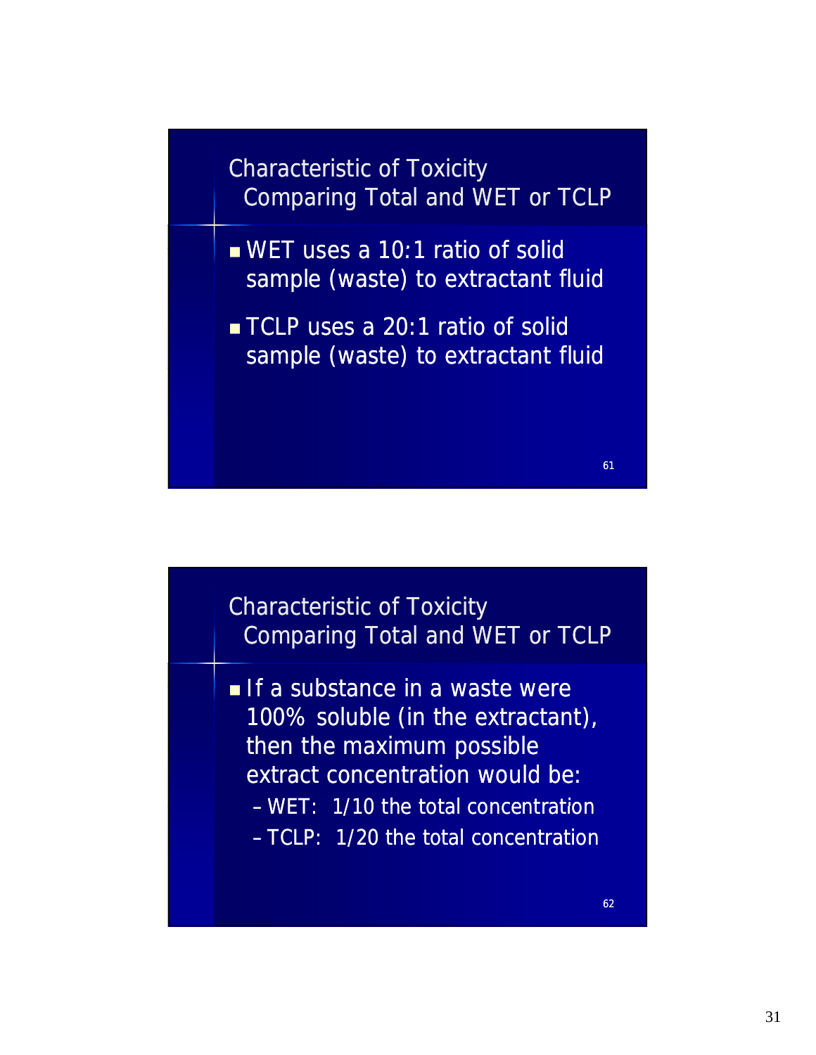## Characteristic of Toxicity Comparing Total and WET or TCLP

- WET uses a 10:1 ratio of solid sample (waste) to extractant fluid
- TCLP uses a 20:1 ratio of solid sample (waste) to extractant fluid

61

## Characteristic of Toxicity Comparing Total and WET or TCLP

- If a substance in a waste were 100% soluble (in the extractant), then the maximum possible extract concentration would be:
  - WET: 1/10 the total concentration
  - TCLP: 1/20 the total concentration

62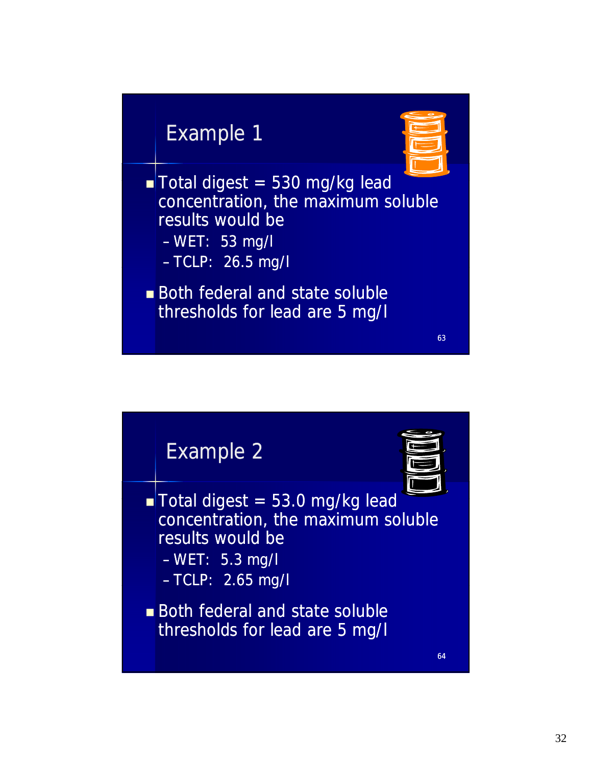## Example 1

- Total digest = 530 mg/kg lead concentration, the maximum soluble results would be
  - WET: 53 mg/l
  - TCLP: 26.5 mg/l
- Both federal and state soluble thresholds for lead are 5 mg/l

## Example 2

- Total digest = 53.0 mg/kg lead concentration, the maximum soluble results would be
  - WET: 5.3 mg/l
  - TCLP: 2.65 mg/l
- Both federal and state soluble thresholds for lead are 5 mg/l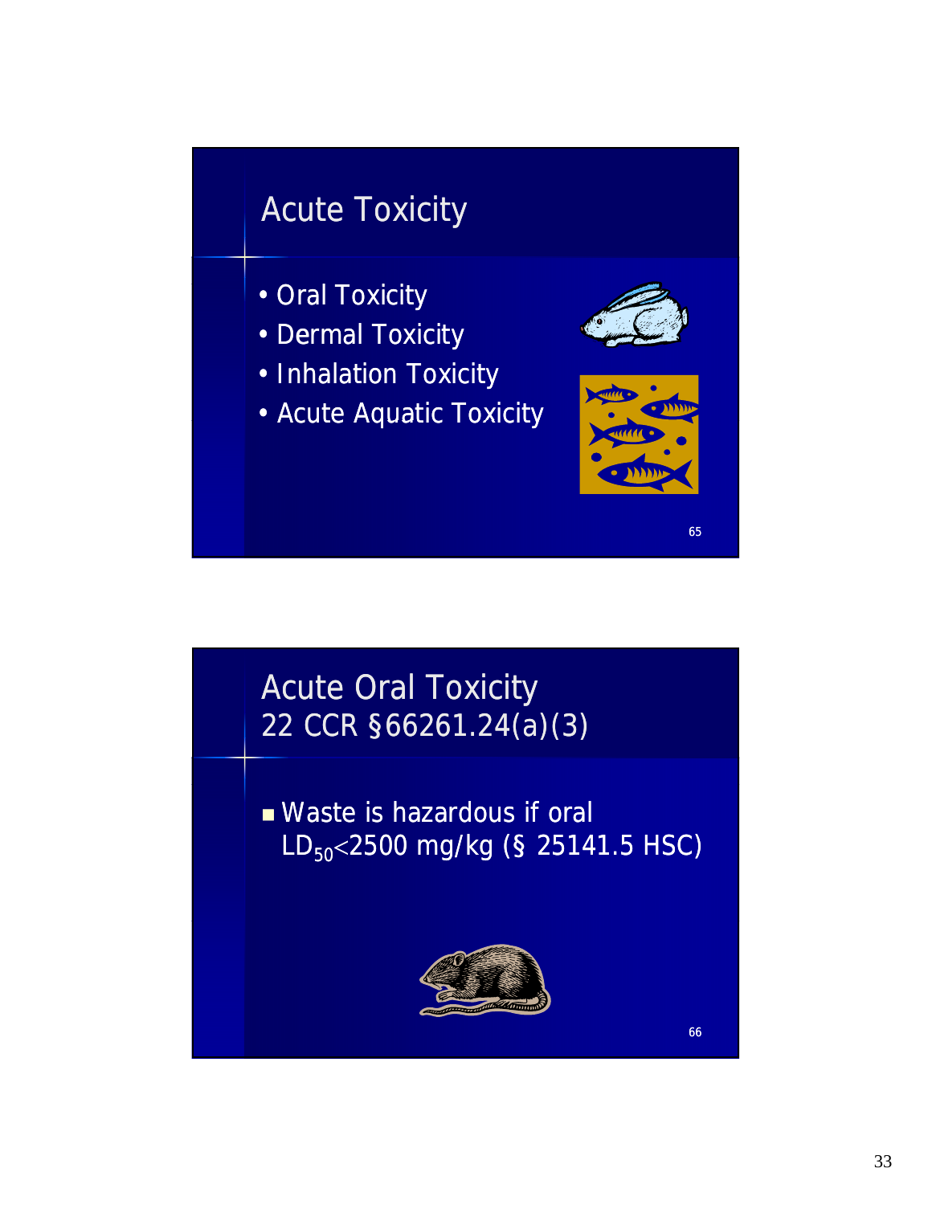## Acute Toxicity

- Oral Toxicity
- Dermal Toxicity
- Inhalation Toxicity
- Acute Aquatic Toxicity

## Acute Oral Toxicity 22 CCR §66261.24(a)(3)

- Waste is hazardous if oral $LD_{50}$<2500 mg/kg (§ 25141.5 HSC)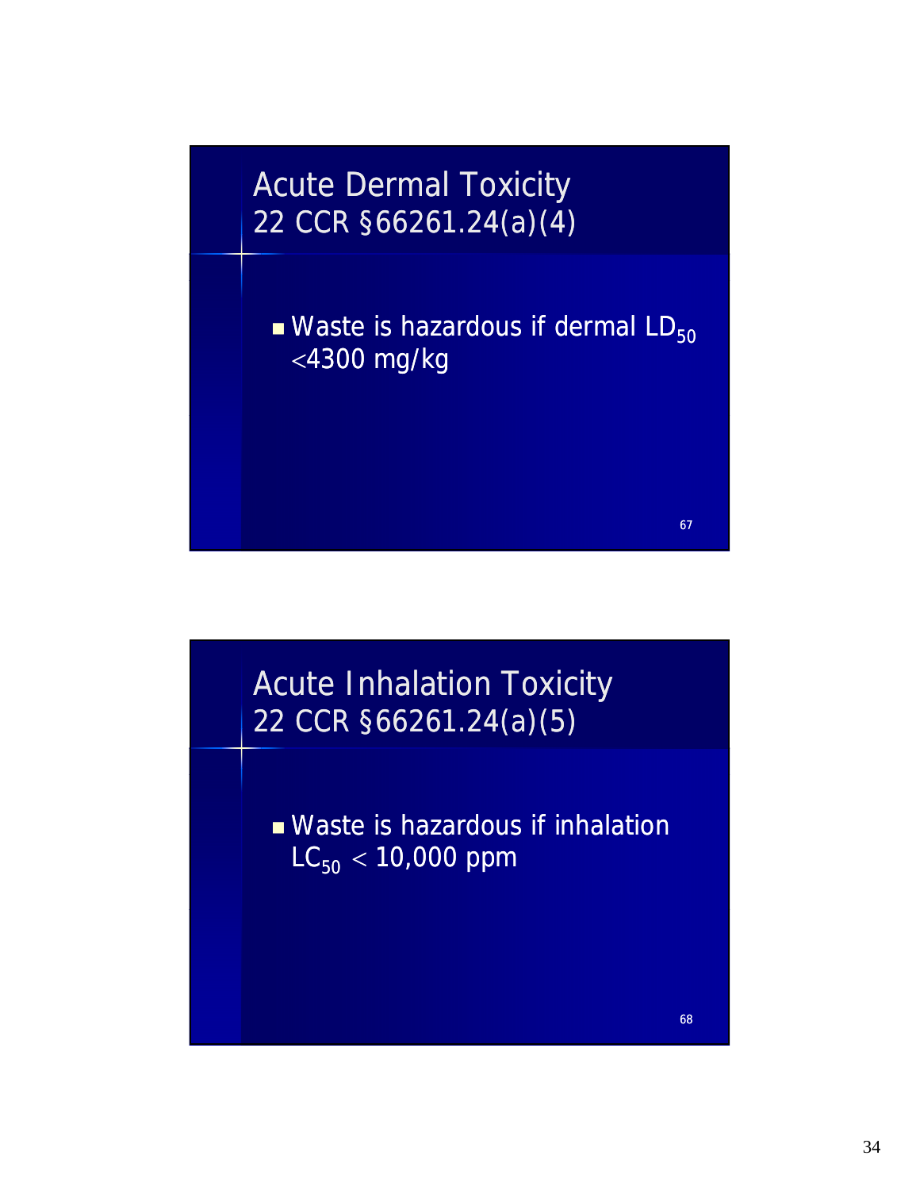## Acute Dermal Toxicity
## 22 CCR §66261.24(a)(4)

- Waste is hazardous if dermal $LD_{50}$ <4300 mg/kg

## Acute Inhalation Toxicity
## 22 CCR §66261.24(a)(5)

- Waste is hazardous if inhalation $LC_{50}$ < 10,000 ppm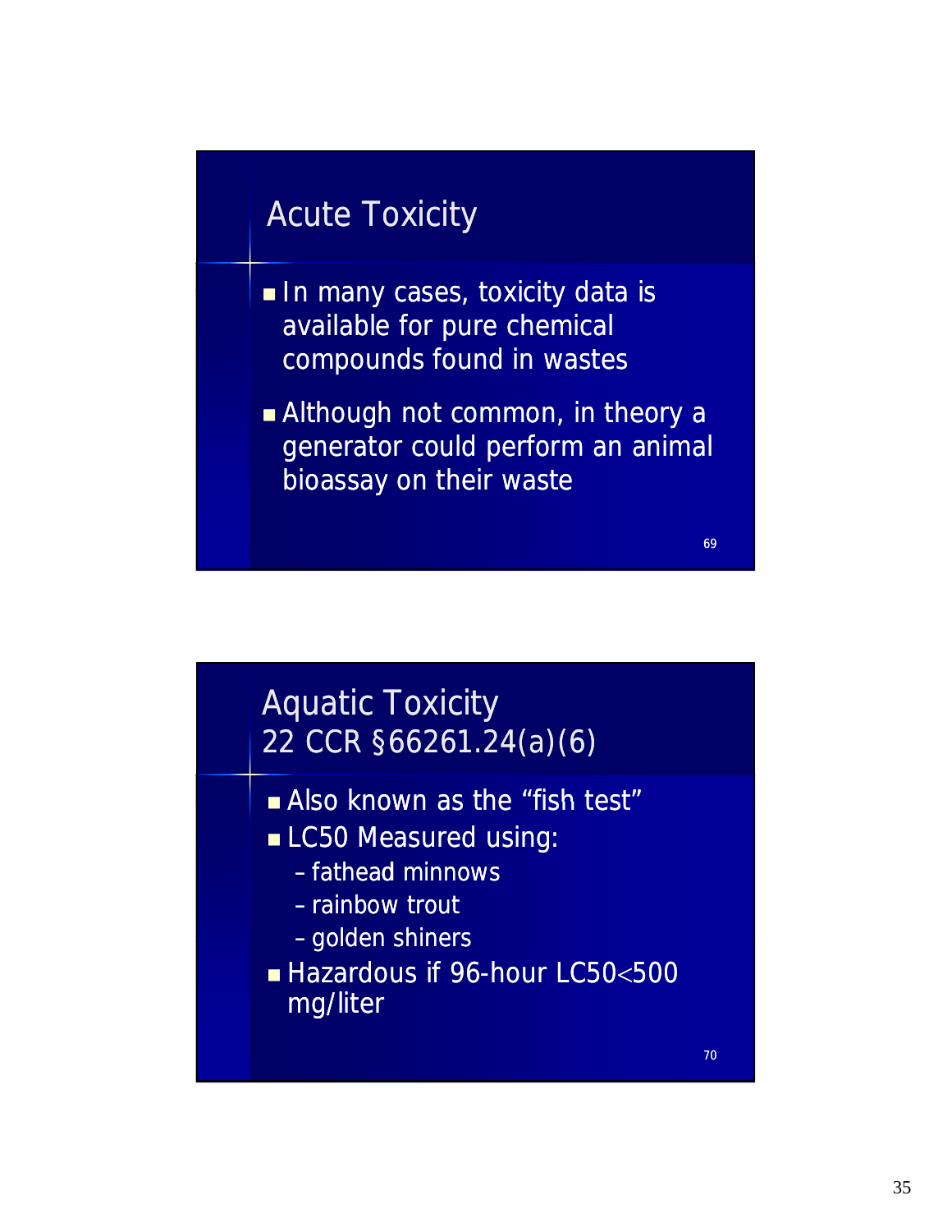## Acute Toxicity

- In many cases, toxicity data is available for pure chemical compounds found in wastes
- Although not common, in theory a generator could perform an animal bioassay on their waste

## Aquatic Toxicity 22 CCR §66261.24(a)(6)

- Also known as the "fish test"
- LC50 Measured using:
  - fathead minnows
  - rainbow trout
  - golden shiners
- Hazardous if 96-hour LC50<500 mg/liter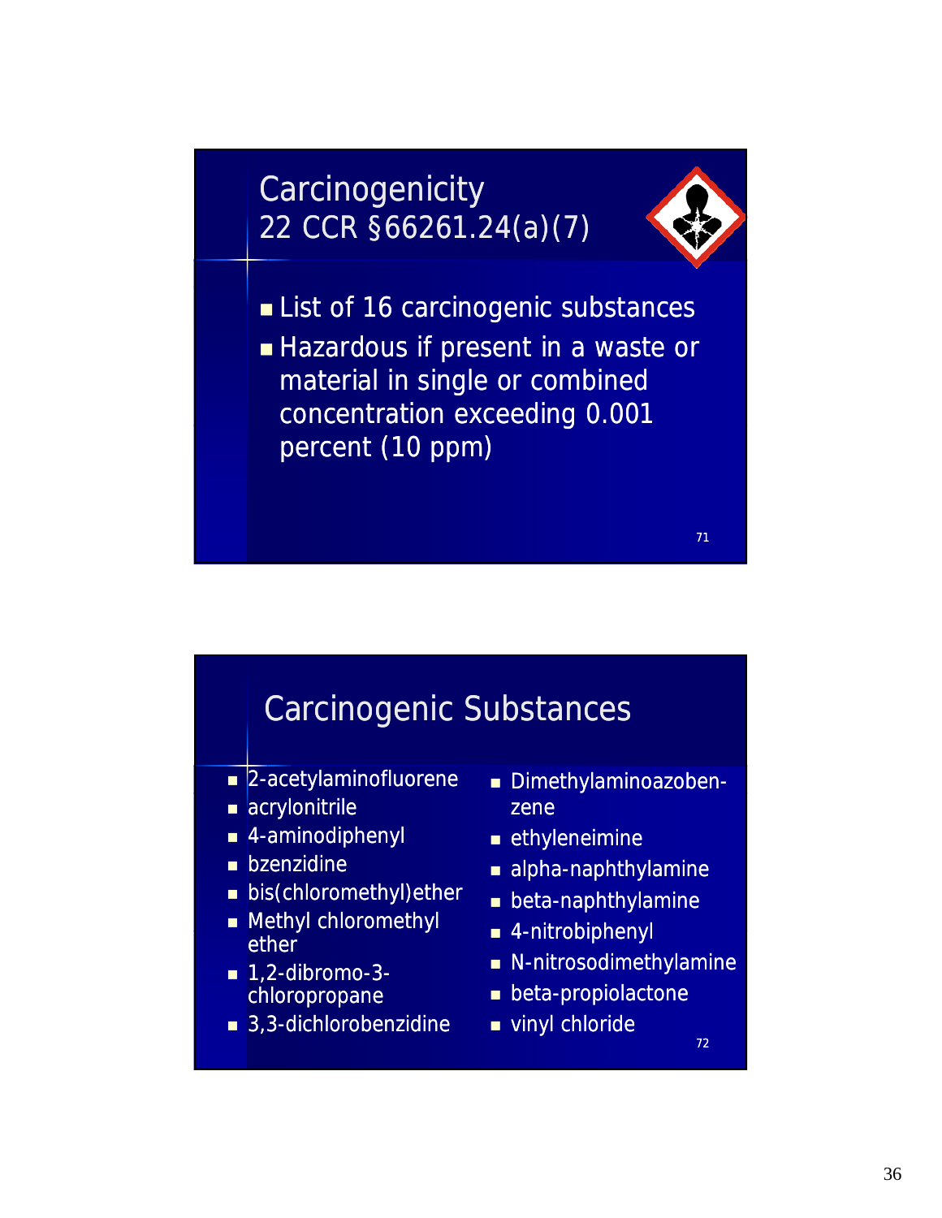## Carcinogenicity 22 CCR §66261.24(a)(7)

- List of 16 carcinogenic substances
- Hazardous if present in a waste or material in single or combined concentration exceeding 0.001 percent (10 ppm)

## Carcinogenic Substances

- 2-acetylaminofluorene
- acrylonitrile
- 4-aminodiphenyl
- bzenzidine
- bis(chloromethyl)ether
- Methyl chloromethyl ether
- 1,2-dibromo-3-chloropropane
- 3,3-dichlorobenzidine
- Dimethylaminoazoben-zene
- ethyleneimine
- alpha-naphthylamine
- beta-naphthylamine
- 4-nitrobiphenyl
- N-nitrosodimethylamine
- beta-propiolactone
- vinyl chloride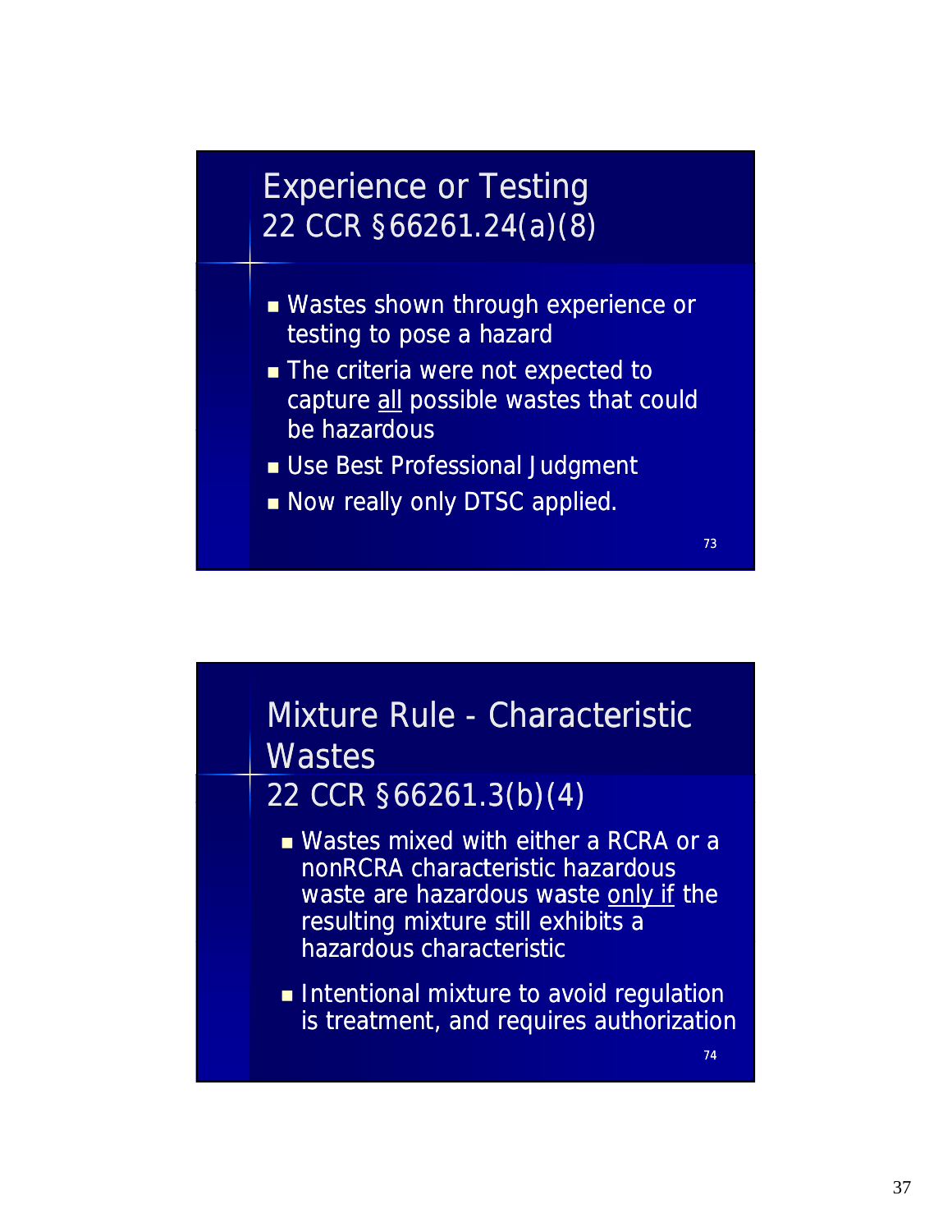## Experience or Testing
22 CCR §66261.24(a)(8)

- Wastes shown through experience or testing to pose a hazard
- The criteria were not expected to capture <u>all</u> possible wastes that could be hazardous
- Use Best Professional Judgment
- Now really only DTSC applied.

## Mixture Rule - Characteristic Wastes
22 CCR §66261.3(b)(4)

- Wastes mixed with either a RCRA or a nonRCRA characteristic hazardous waste are hazardous waste <u>only if</u> the resulting mixture still exhibits a hazardous characteristic
- Intentional mixture to avoid regulation is treatment, and requires authorization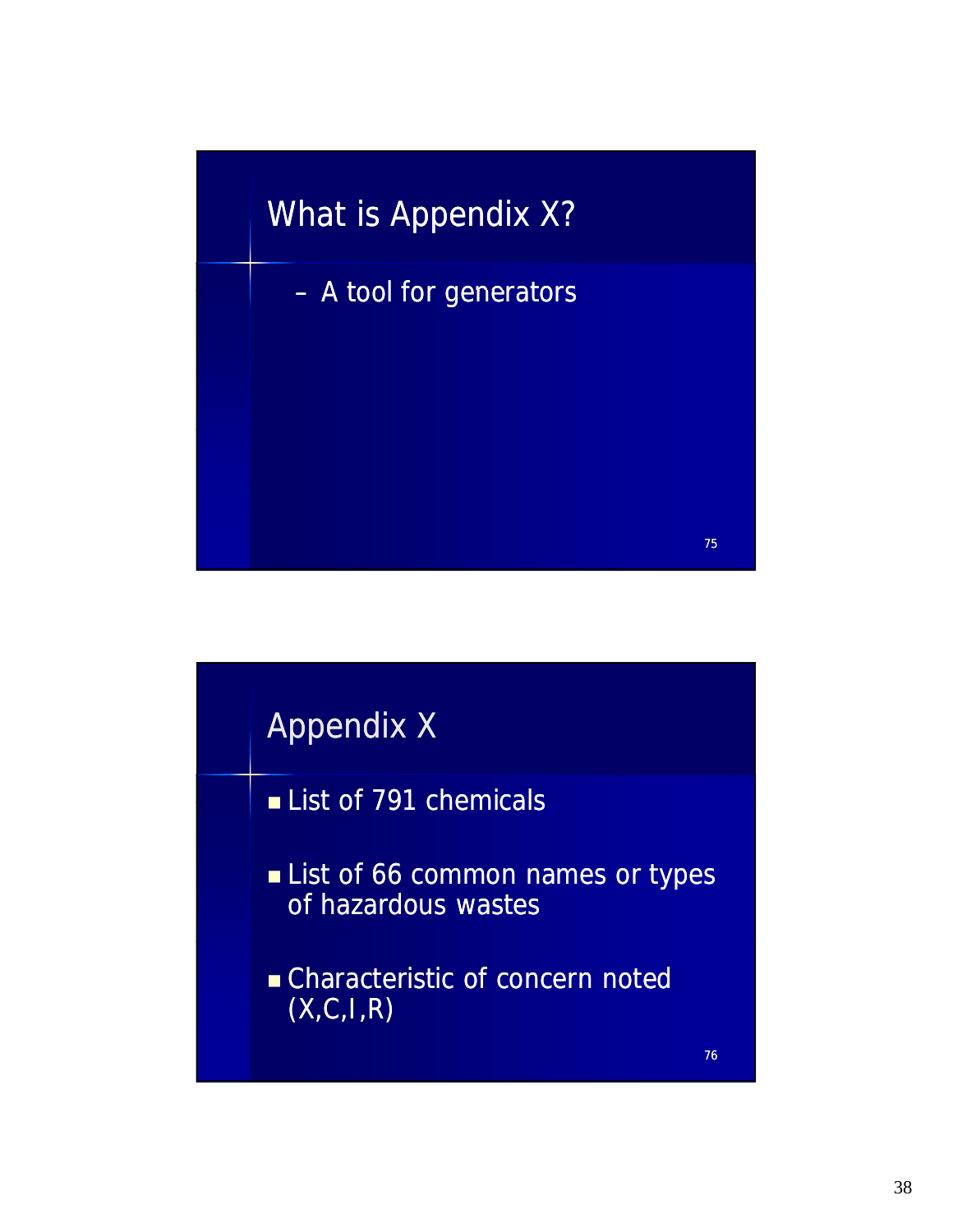## What is Appendix X?

- A tool for generators

## Appendix X

- List of 791 chemicals
- List of 66 common names or types of hazardous wastes
- Characteristic of concern noted (X,C,I,R)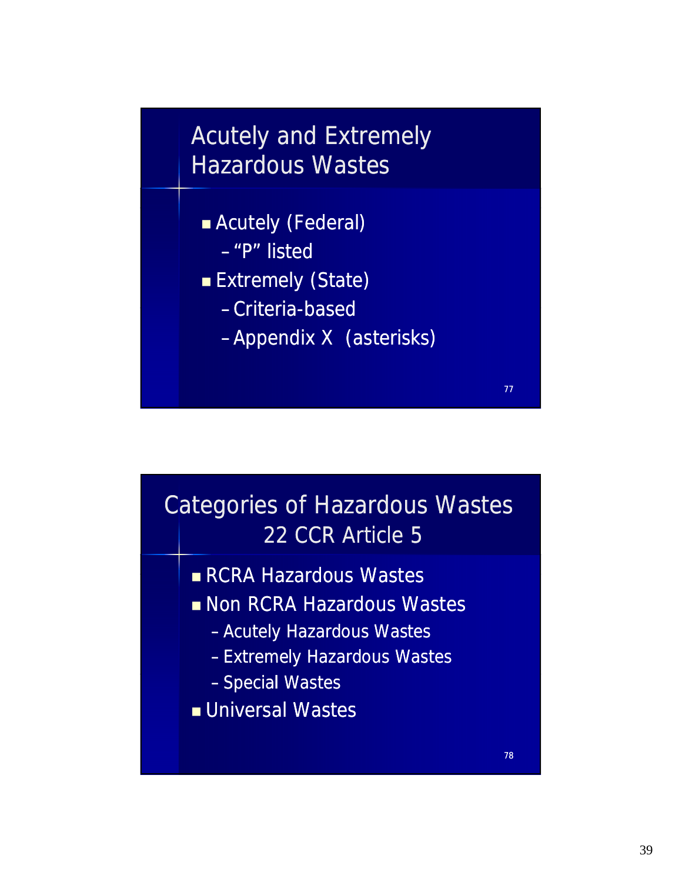## Acutely and Extremely Hazardous Wastes

- Acutely (Federal)
  - "P" listed
- Extremely (State)
  - Criteria-based
  - Appendix X (asterisks)

## Categories of Hazardous Wastes 22 CCR Article 5

- RCRA Hazardous Wastes
- Non RCRA Hazardous Wastes
  - Acutely Hazardous Wastes
  - Extremely Hazardous Wastes
  - Special Wastes
- Universal Wastes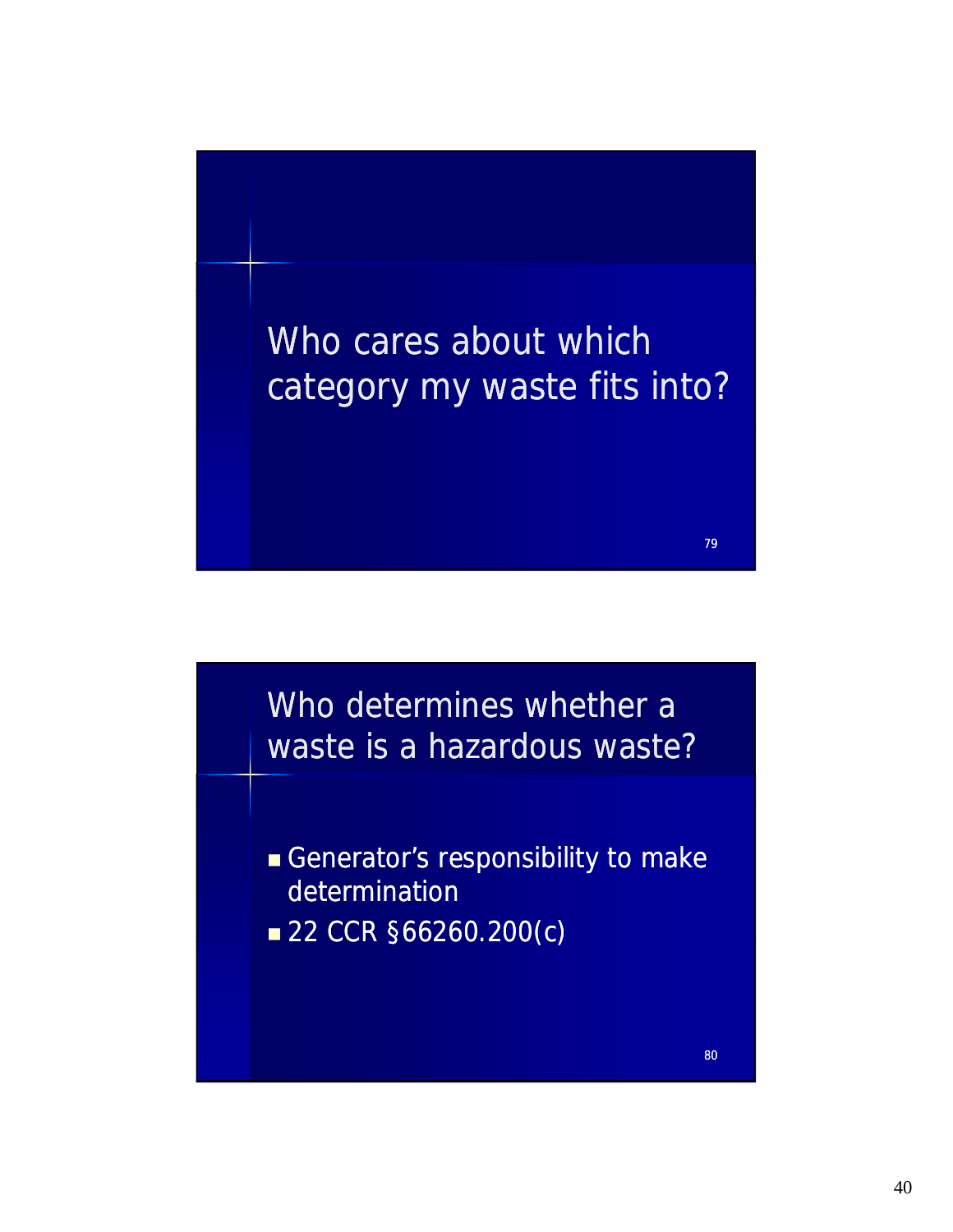## Who cares about which category my waste fits into?

## Who determines whether a waste is a hazardous waste?

- Generator's responsibility to make determination
- 22 CCR §66260.200(c)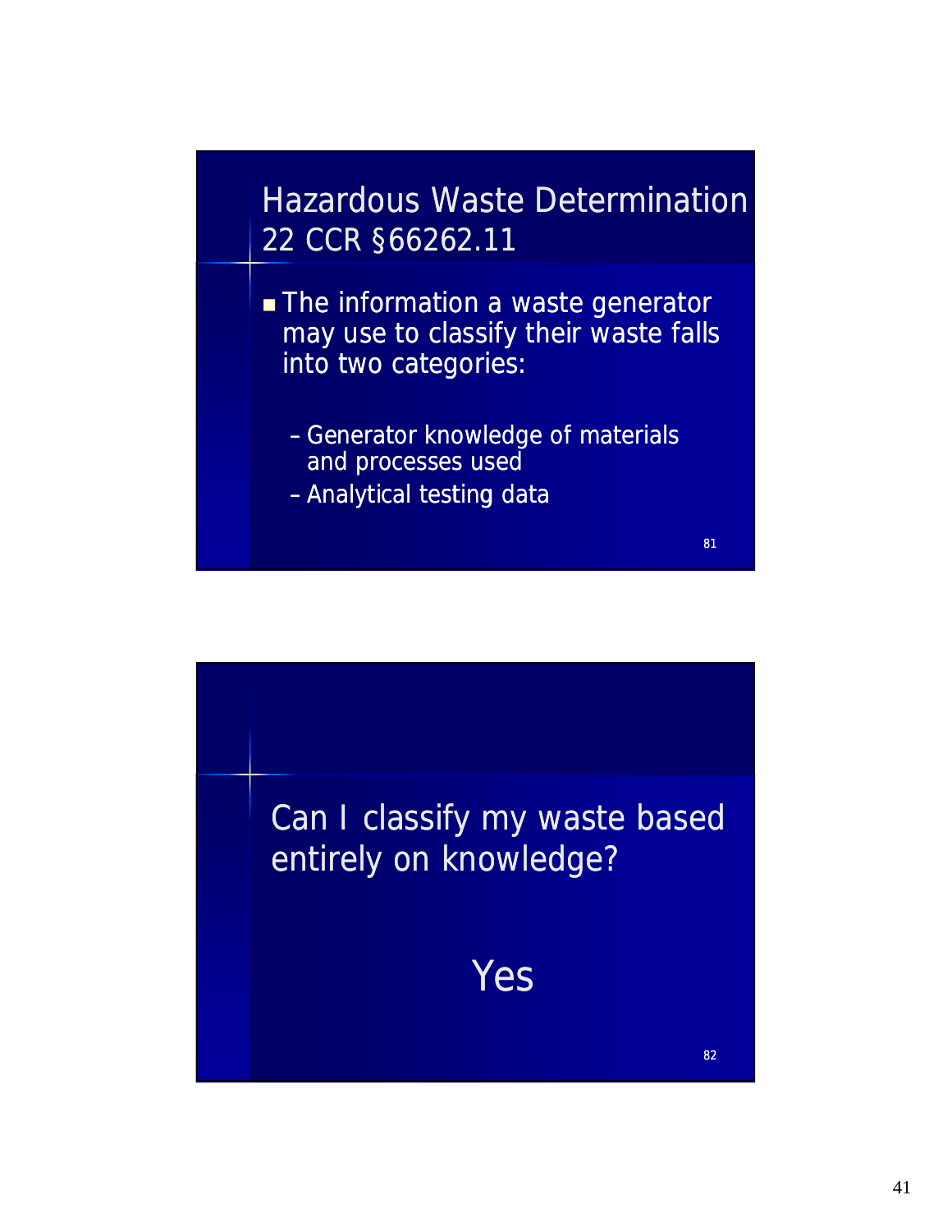## Hazardous Waste Determination 22 CCR §66262.11

- The information a waste generator may use to classify their waste falls into two categories:
  - Generator knowledge of materials and processes used
  - Analytical testing data

81

---

Can I classify my waste based entirely on knowledge?

Yes

82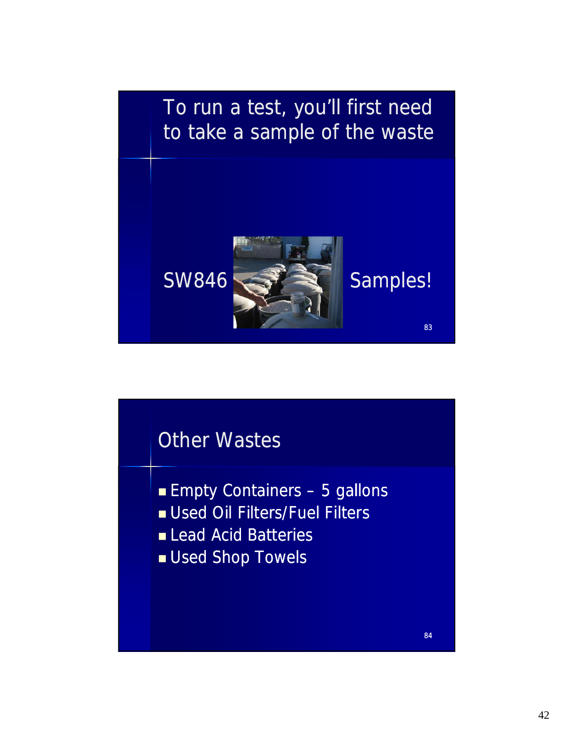## To run a test, you'll first need to take a sample of the waste

SW846

Samples!

## Other Wastes

- Empty Containers – 5 gallons
- Used Oil Filters/Fuel Filters
- Lead Acid Batteries
- Used Shop Towels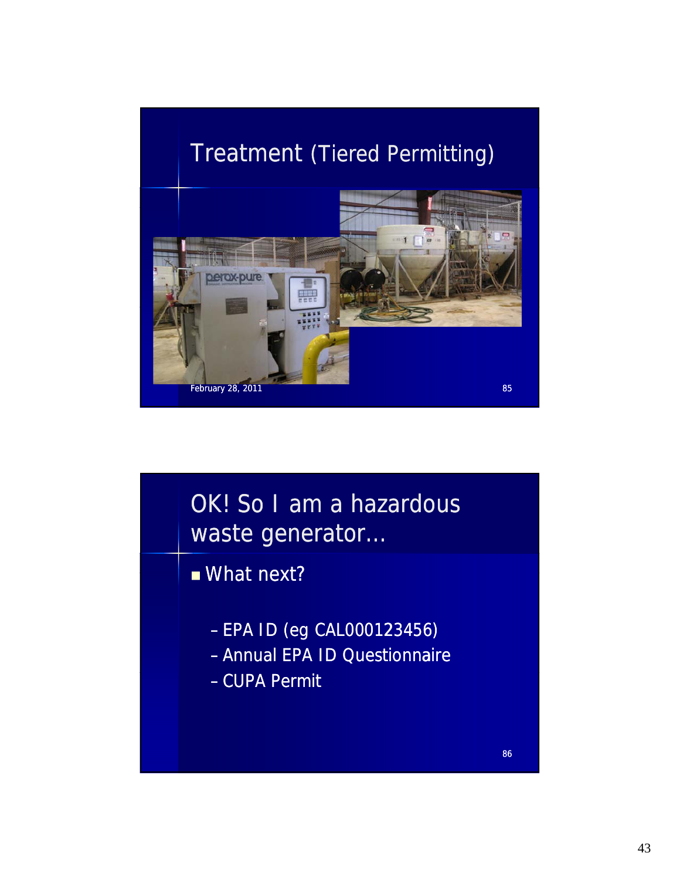## Treatment (Tiered Permitting)

February 28, 2011

## OK! So I am a hazardous waste generator…

- What next?
  - EPA ID (eg CAL000123456)
  - Annual EPA ID Questionnaire
  - CUPA Permit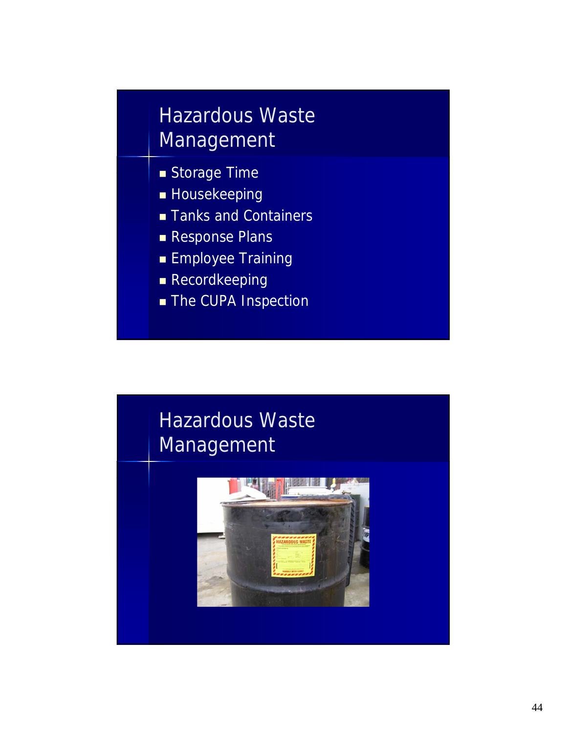# Hazardous Waste Management

- Storage Time
- Housekeeping
- Tanks and Containers
- Response Plans
- Employee Training
- Recordkeeping
- The CUPA Inspection

# Hazardous Waste Management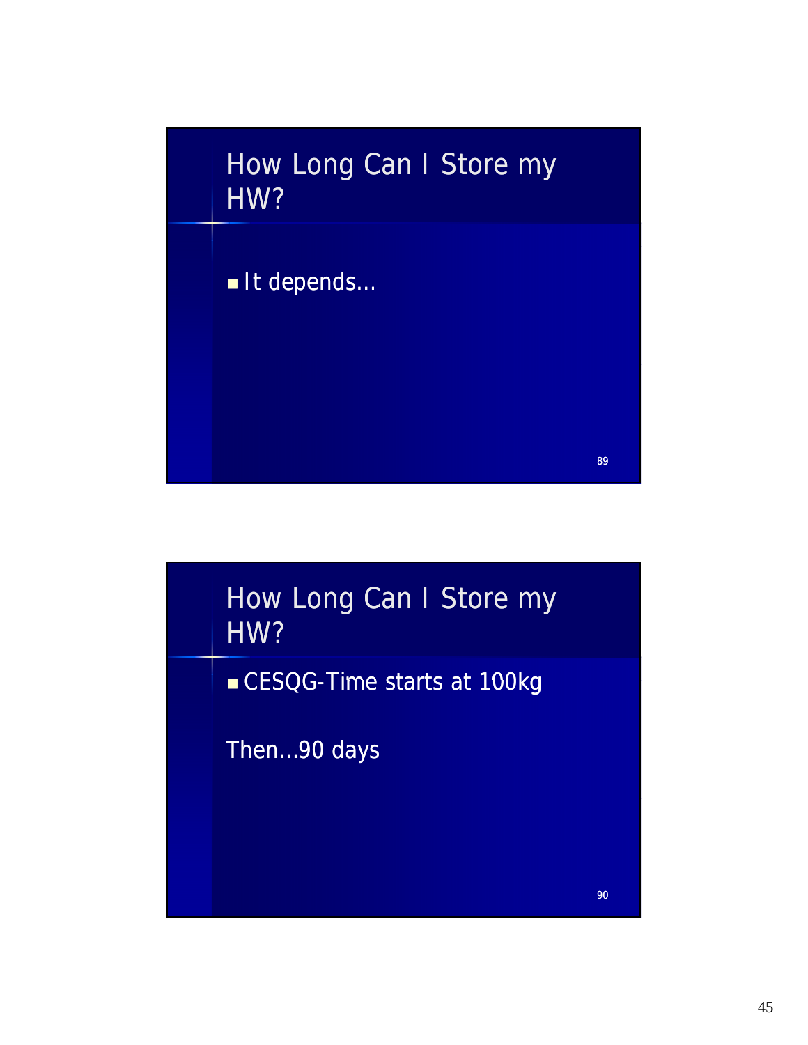## How Long Can I Store my HW?

- It depends…

## How Long Can I Store my HW?

- CESQG-Time starts at 100kg

Then…90 days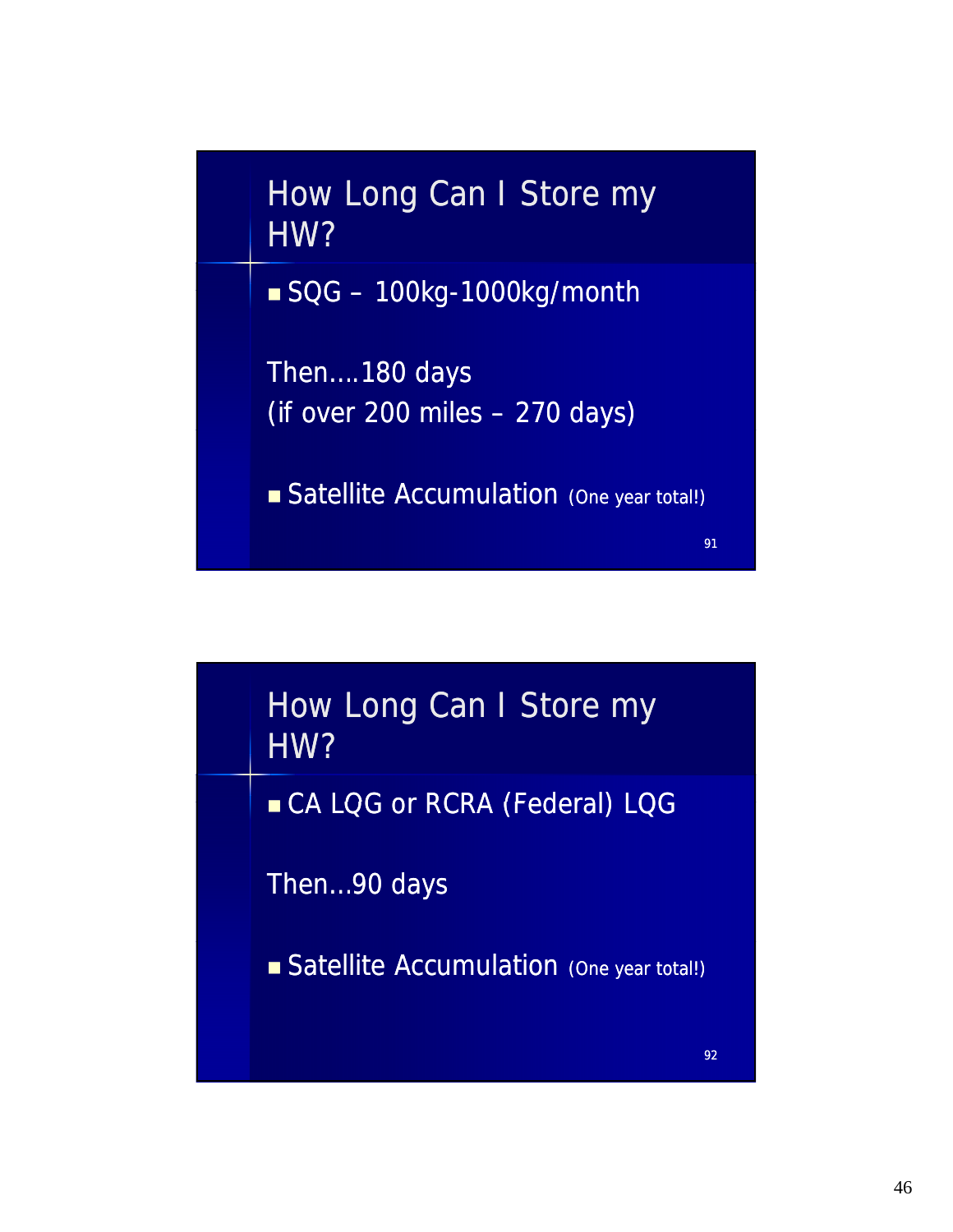## How Long Can I Store my HW?

- SQG – 100kg-1000kg/month

Then….180 days
(if over 200 miles – 270 days)

- Satellite Accumulation (One year total!)

## How Long Can I Store my HW?

- CA LQG or RCRA (Federal) LQG

Then…90 days

- Satellite Accumulation (One year total!)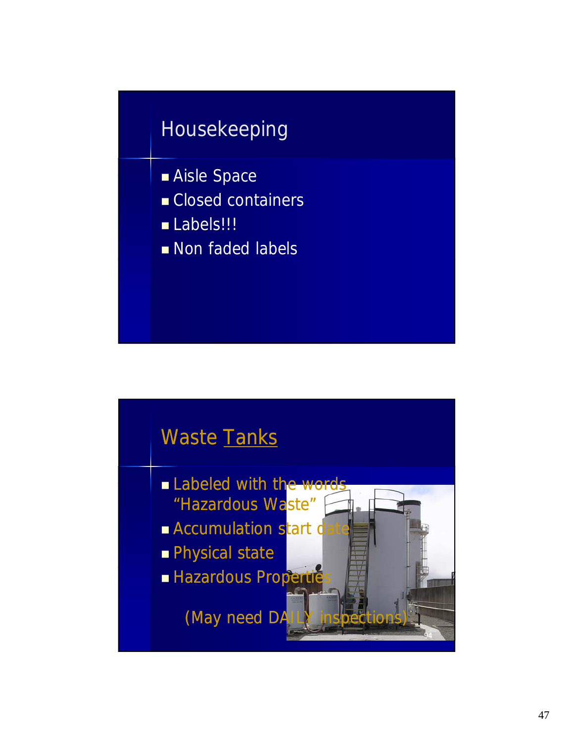## Housekeeping

- Aisle Space
- Closed containers
- Labels!!!
- Non faded labels

## Waste Tanks

- Labeled with the words "Hazardous Waste"
- Accumulation start date
- Physical state
- Hazardous Properties

(May need DAILY inspections)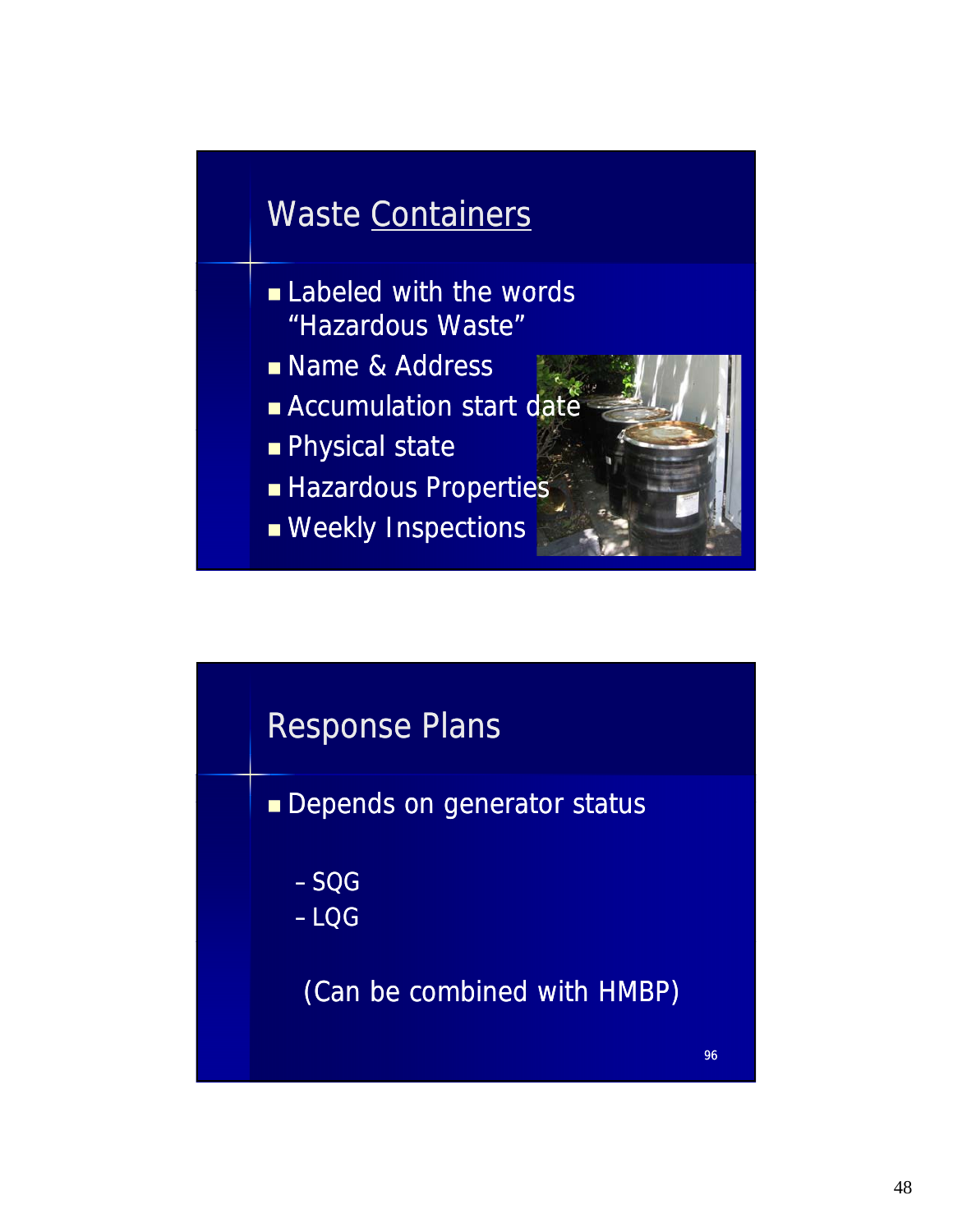## Waste Containers

- Labeled with the words "Hazardous Waste"
- Name & Address
- Accumulation start date
- Physical state
- Hazardous Properties
- Weekly Inspections

## Response Plans

- Depends on generator status
  - SQG
  - LQG

(Can be combined with HMBP)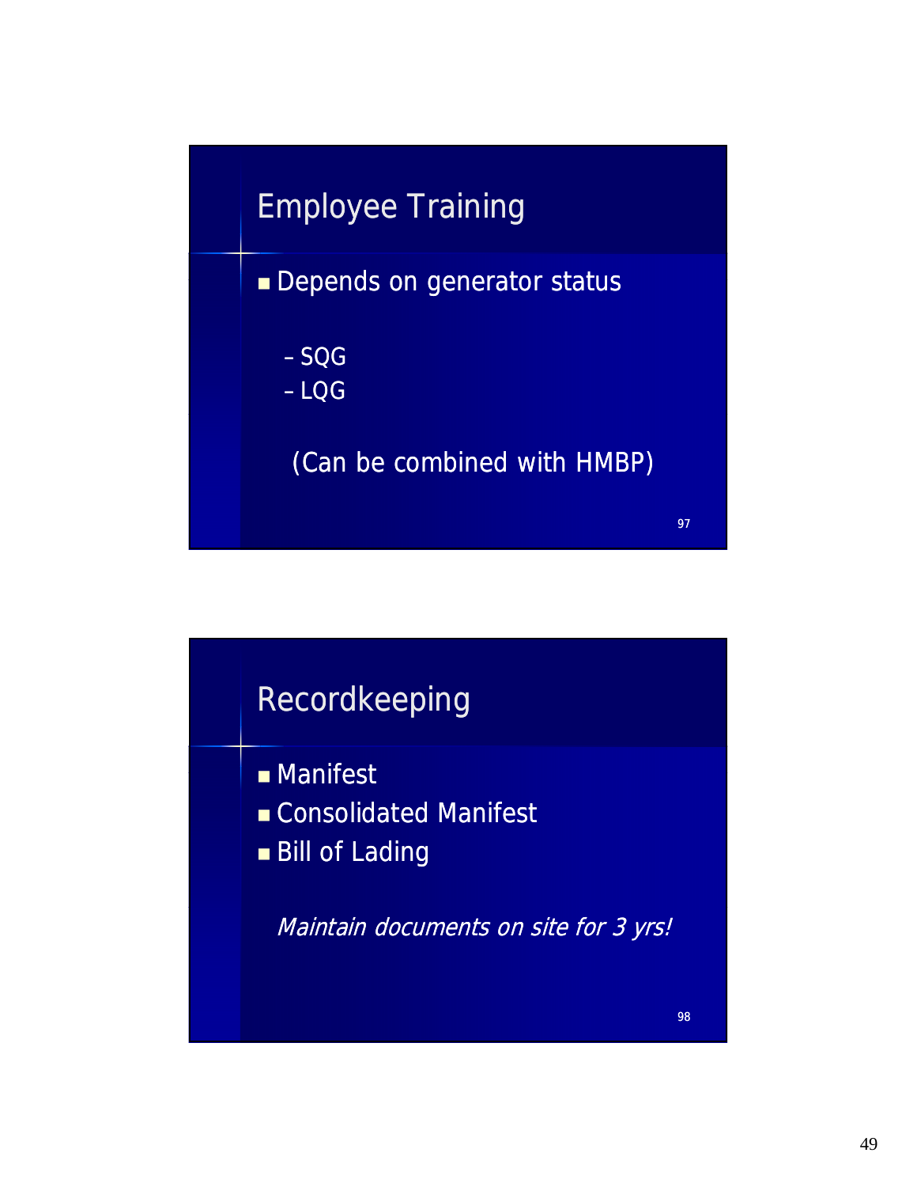## Employee Training

- Depends on generator status
  - SQG
  - LQG

  (Can be combined with HMBP)

## Recordkeeping

- Manifest
- Consolidated Manifest
- Bill of Lading

*Maintain documents on site for 3 yrs!*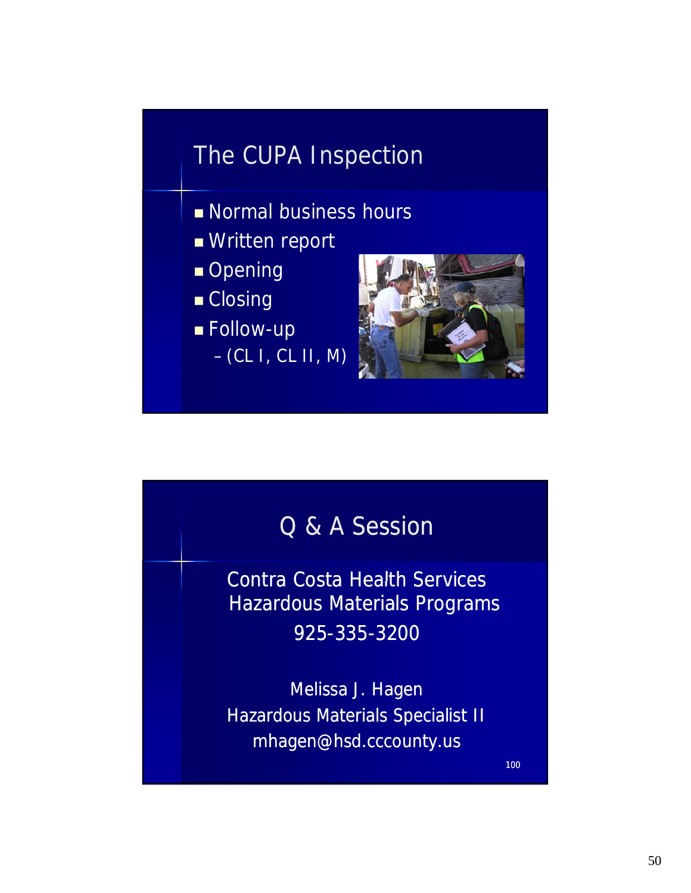## The CUPA Inspection

- Normal business hours
- Written report
- Opening
- Closing
- Follow-up
  - (CL I, CL II, M)

## Q & A Session

Contra Costa Health Services
Hazardous Materials Programs
925-335-3200

Melissa J. Hagen
Hazardous Materials Specialist II
mhagen@hsd.cccounty.us

100